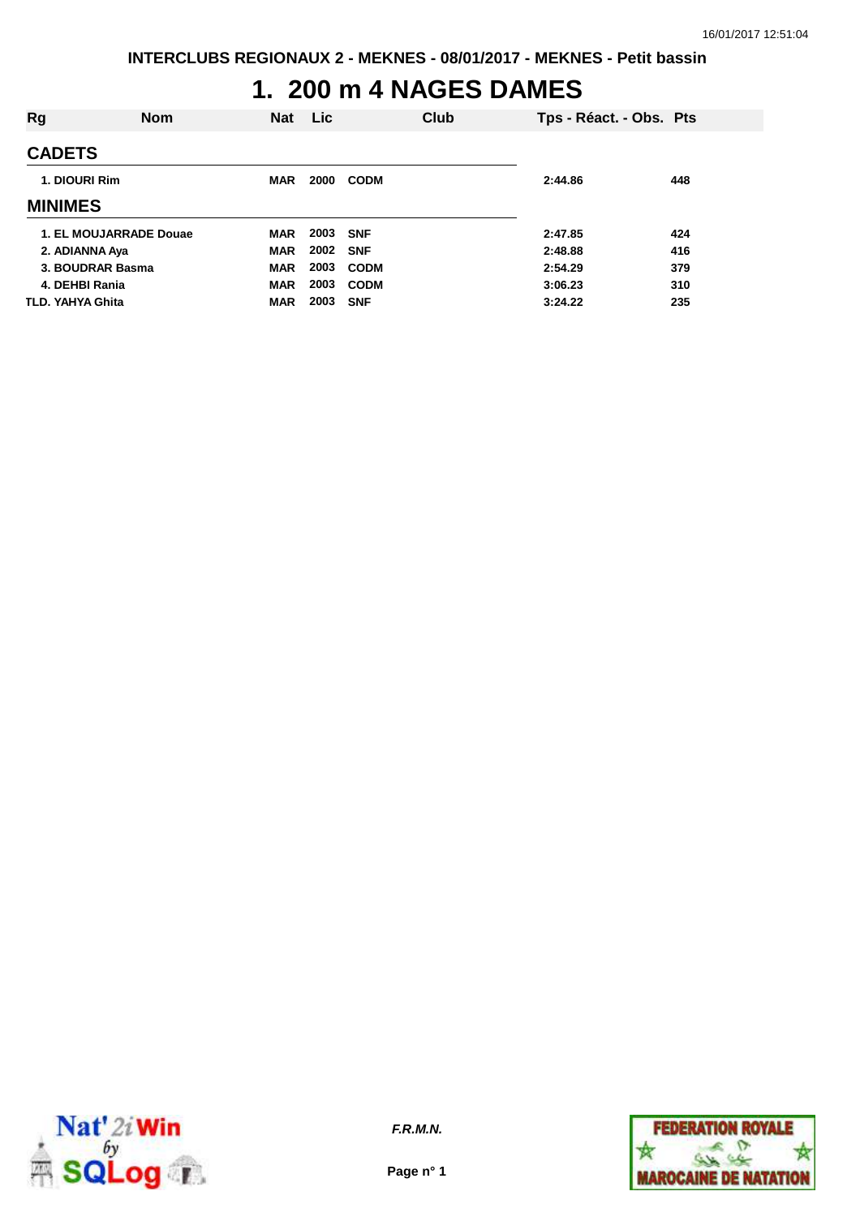INTERCLUBS REGIONAUX 2 - MEKNES - 08/01/2017 - MEKNES - Petit bassin

# 1. 200 m 4 NAGES DAMES

| Rg | Nom | Nat | Lic | Club | Tps - Réact. - Obs. | Pts |
|---|---|---|---|---|---|---|
| **CADETS** | | | | | | |
| 1. | DIOURI Rim | MAR | 2000 | CODM | 2:44.86 | 448 |
| **MINIMES** | | | | | | |
| 1. | EL MOUJARRADE Douae | MAR | 2003 | SNF | 2:47.85 | 424 |
| 2. | ADIANNA Aya | MAR | 2002 | SNF | 2:48.88 | 416 |
| 3. | BOUDRAR Basma | MAR | 2003 | CODM | 2:54.29 | 379 |
| 4. | DEHBI Rania | MAR | 2003 | CODM | 3:06.23 | 310 |
| TLD. | YAHYA Ghita | MAR | 2003 | SNF | 3:24.22 | 235 |

*F.R.M.N.*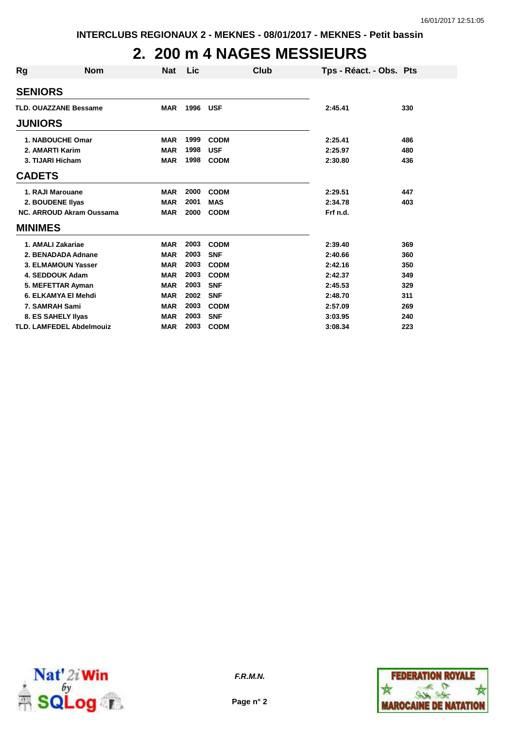INTERCLUBS REGIONAUX 2 - MEKNES - 08/01/2017 - MEKNES - Petit bassin

# 2. 200 m 4 NAGES MESSIEURS

| Rg | Nom | Nat | Lic | Club | Tps - Réact. - Obs. | Pts |
|---|---|---|---|---|---|---|
| **SENIORS** | | | | | | |
| TLD. | OUAZZANE Bessame | MAR | 1996 | USF | 2:45.41 | 330 |
| **JUNIORS** | | | | | | |
| 1. | NABOUCHE Omar | MAR | 1999 | CODM | 2:25.41 | 486 |
| 2. | AMARTI Karim | MAR | 1998 | USF | 2:25.97 | 480 |
| 3. | TIJARI Hicham | MAR | 1998 | CODM | 2:30.80 | 436 |
| **CADETS** | | | | | | |
| 1. | RAJI Marouane | MAR | 2000 | CODM | 2:29.51 | 447 |
| 2. | BOUDENE Ilyas | MAR | 2001 | MAS | 2:34.78 | 403 |
| NC. | ARROUD Akram Oussama | MAR | 2000 | CODM | Frf n.d. | |
| **MINIMES** | | | | | | |
| 1. | AMALI Zakariae | MAR | 2003 | CODM | 2:39.40 | 369 |
| 2. | BENADADA Adnane | MAR | 2003 | SNF | 2:40.66 | 360 |
| 3. | ELMAMOUN Yasser | MAR | 2003 | CODM | 2:42.16 | 350 |
| 4. | SEDDOUK Adam | MAR | 2003 | CODM | 2:42.37 | 349 |
| 5. | MEFETTAR Ayman | MAR | 2003 | SNF | 2:45.53 | 329 |
| 6. | ELKAMYA El Mehdi | MAR | 2002 | SNF | 2:48.70 | 311 |
| 7. | SAMRAH Sami | MAR | 2003 | CODM | 2:57.09 | 269 |
| 8. | ES SAHELY Ilyas | MAR | 2003 | SNF | 3:03.95 | 240 |
| TLD. | LAMFEDEL Abdelmouiz | MAR | 2003 | CODM | 3:08.34 | 223 |

*F.R.M.N.*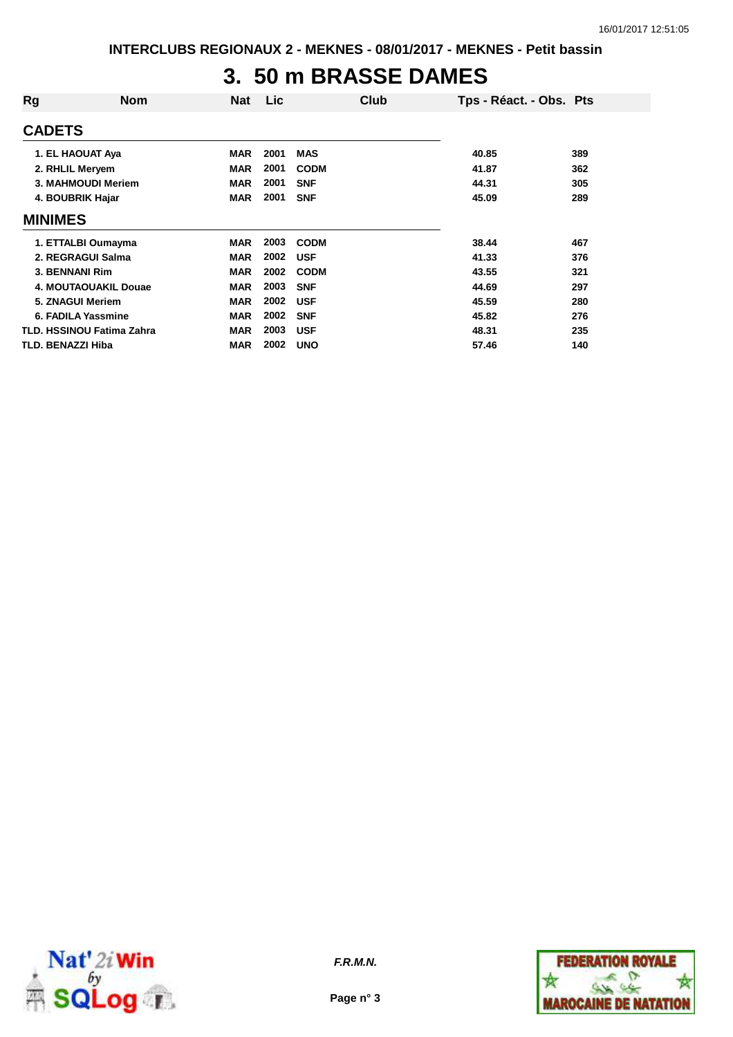INTERCLUBS REGIONAUX 2 - MEKNES - 08/01/2017 - MEKNES - Petit bassin

# 3. 50 m BRASSE DAMES

| Rg | Nom | Nat | Lic | Club | Tps - Réact. - Obs. | Pts |
|---|---|---|---|---|---|---|
| **CADETS** | | | | | | |
| 1. | EL HAOUAT Aya | MAR | 2001 | MAS | 40.85 | 389 |
| 2. | RHLIL Meryem | MAR | 2001 | CODM | 41.87 | 362 |
| 3. | MAHMOUDI Meriem | MAR | 2001 | SNF | 44.31 | 305 |
| 4. | BOUBRIK Hajar | MAR | 2001 | SNF | 45.09 | 289 |
| **MINIMES** | | | | | | |
| 1. | ETTALBI Oumayma | MAR | 2003 | CODM | 38.44 | 467 |
| 2. | REGRAGUI Salma | MAR | 2002 | USF | 41.33 | 376 |
| 3. | BENNANI Rim | MAR | 2002 | CODM | 43.55 | 321 |
| 4. | MOUTAOUAKIL Douae | MAR | 2003 | SNF | 44.69 | 297 |
| 5. | ZNAGUI Meriem | MAR | 2002 | USF | 45.59 | 280 |
| 6. | FADILA Yassmine | MAR | 2002 | SNF | 45.82 | 276 |
| TLD. | HSSINOU Fatima Zahra | MAR | 2003 | USF | 48.31 | 235 |
| TLD. | BENAZZI Hiba | MAR | 2002 | UNO | 57.46 | 140 |

*F.R.M.N.*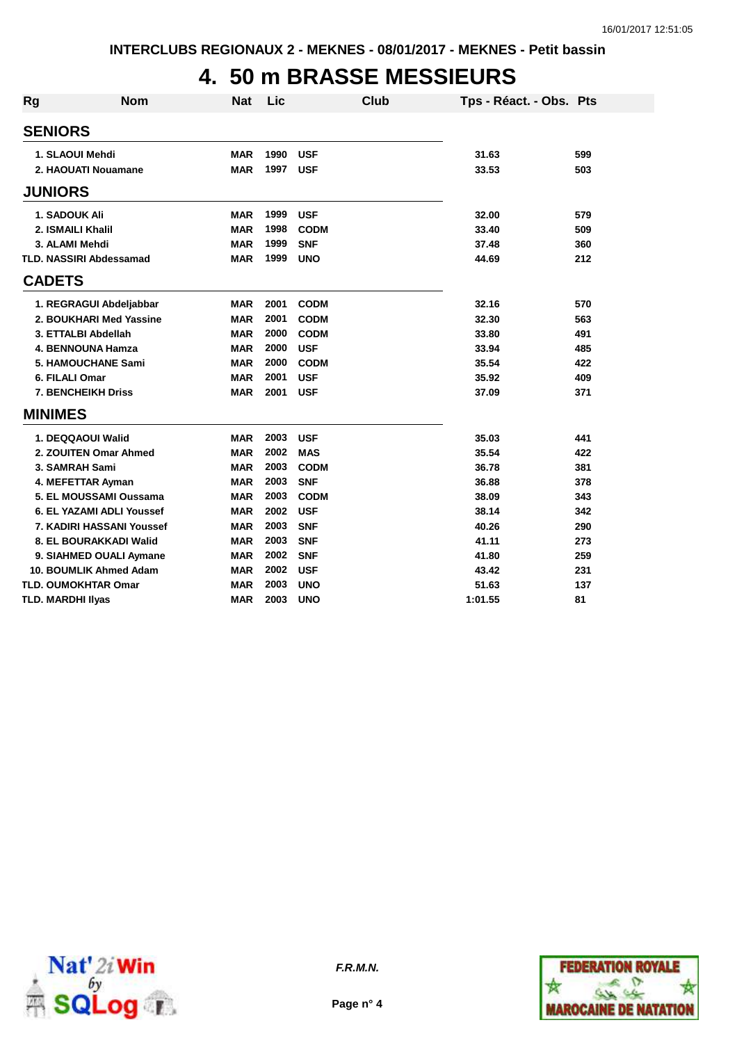INTERCLUBS REGIONAUX 2 - MEKNES - 08/01/2017 - MEKNES - Petit bassin

# 4. 50 m BRASSE MESSIEURS

| Rg | Nom | Nat | Lic | Club | Tps - Réact. - Obs. | Pts |
|---|---|---|---|---|---|---|
| **SENIORS** | | | | | | |
| 1. | SLAOUI Mehdi | MAR | 1990 | USF | 31.63 | 599 |
| 2. | HAOUATI Nouamane | MAR | 1997 | USF | 33.53 | 503 |
| **JUNIORS** | | | | | | |
| 1. | SADOUK Ali | MAR | 1999 | USF | 32.00 | 579 |
| 2. | ISMAILI Khalil | MAR | 1998 | CODM | 33.40 | 509 |
| 3. | ALAMI Mehdi | MAR | 1999 | SNF | 37.48 | 360 |
| TLD. | NASSIRI Abdessamad | MAR | 1999 | UNO | 44.69 | 212 |
| **CADETS** | | | | | | |
| 1. | REGRAGUI Abdeljabbar | MAR | 2001 | CODM | 32.16 | 570 |
| 2. | BOUKHARI Med Yassine | MAR | 2001 | CODM | 32.30 | 563 |
| 3. | ETTALBI Abdellah | MAR | 2000 | CODM | 33.80 | 491 |
| 4. | BENNOUNA Hamza | MAR | 2000 | USF | 33.94 | 485 |
| 5. | HAMOUCHANE Sami | MAR | 2000 | CODM | 35.54 | 422 |
| 6. | FILALI Omar | MAR | 2001 | USF | 35.92 | 409 |
| 7. | BENCHEIKH Driss | MAR | 2001 | USF | 37.09 | 371 |
| **MINIMES** | | | | | | |
| 1. | DEQQAOUI Walid | MAR | 2003 | USF | 35.03 | 441 |
| 2. | ZOUITEN Omar Ahmed | MAR | 2002 | MAS | 35.54 | 422 |
| 3. | SAMRAH Sami | MAR | 2003 | CODM | 36.78 | 381 |
| 4. | MEFETTAR Ayman | MAR | 2003 | SNF | 36.88 | 378 |
| 5. | EL MOUSSAMI Oussama | MAR | 2003 | CODM | 38.09 | 343 |
| 6. | EL YAZAMI ADLI Youssef | MAR | 2002 | USF | 38.14 | 342 |
| 7. | KADIRI HASSANI Youssef | MAR | 2003 | SNF | 40.26 | 290 |
| 8. | EL BOURAKKADI Walid | MAR | 2003 | SNF | 41.11 | 273 |
| 9. | SIAHMED OUALI Aymane | MAR | 2002 | SNF | 41.80 | 259 |
| 10. | BOUMLIK Ahmed Adam | MAR | 2002 | USF | 43.42 | 231 |
| TLD. | OUMOKHTAR Omar | MAR | 2003 | UNO | 51.63 | 137 |
| TLD. | MARDHI Ilyas | MAR | 2003 | UNO | 1:01.55 | 81 |

*F.R.M.N.*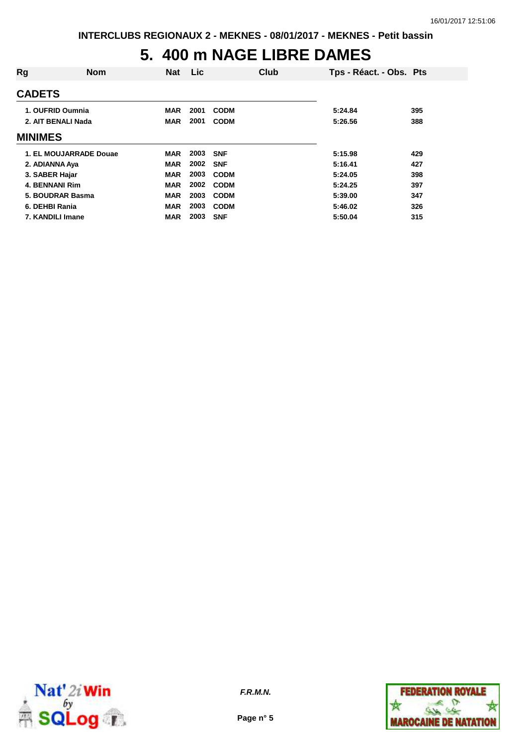INTERCLUBS REGIONAUX 2 - MEKNES - 08/01/2017 - MEKNES - Petit bassin

# 5. 400 m NAGE LIBRE DAMES

| Rg | Nom | Nat | Lic | Club | Tps - Réact. - Obs. | Pts |
|---|---|---|---|---|---|---|
| **CADETS** | | | | | | |
| 1. | OUFRID Oumnia | MAR | 2001 | CODM | 5:24.84 | 395 |
| 2. | AIT BENALI Nada | MAR | 2001 | CODM | 5:26.56 | 388 |
| **MINIMES** | | | | | | |
| 1. | EL MOUJARRADE Douae | MAR | 2003 | SNF | 5:15.98 | 429 |
| 2. | ADIANNA Aya | MAR | 2002 | SNF | 5:16.41 | 427 |
| 3. | SABER Hajar | MAR | 2003 | CODM | 5:24.05 | 398 |
| 4. | BENNANI Rim | MAR | 2002 | CODM | 5:24.25 | 397 |
| 5. | BOUDRAR Basma | MAR | 2003 | CODM | 5:39.00 | 347 |
| 6. | DEHBI Rania | MAR | 2003 | CODM | 5:46.02 | 326 |
| 7. | KANDILI Imane | MAR | 2003 | SNF | 5:50.04 | 315 |

*F.R.M.N.*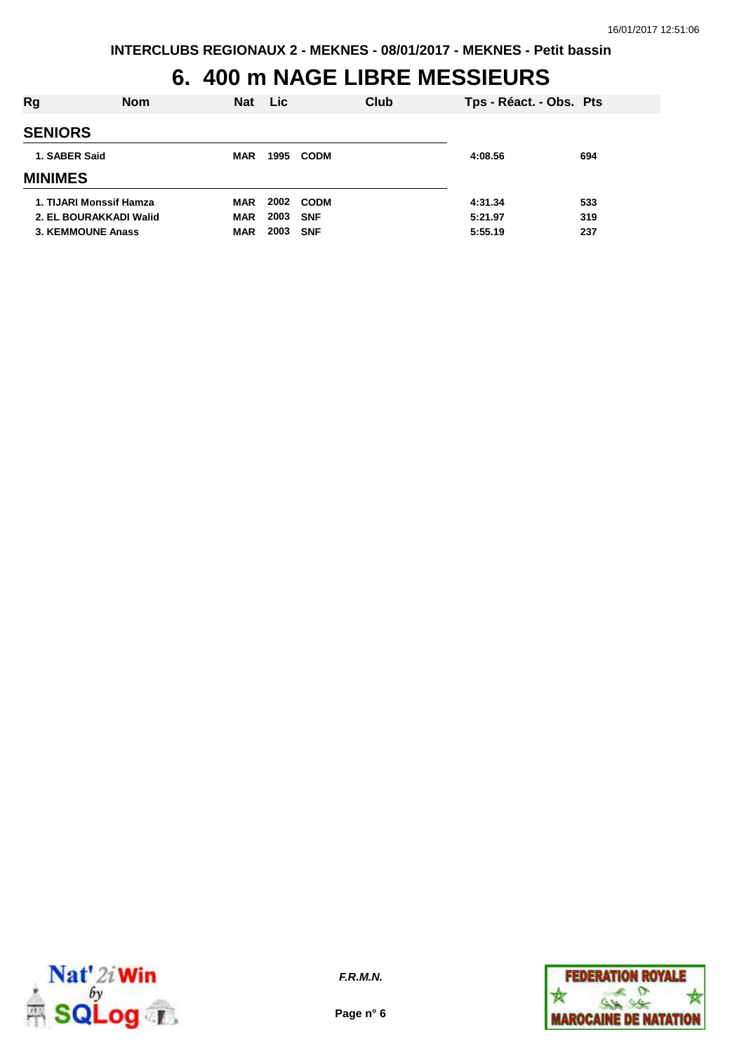INTERCLUBS REGIONAUX 2 - MEKNES - 08/01/2017 - MEKNES - Petit bassin

# 6. 400 m NAGE LIBRE MESSIEURS

| Rg | Nom | Nat | Lic | Club | Tps - Réact. - Obs. | Pts |
|---|---|---|---|---|---|---|
| **SENIORS** | | | | | | |
| 1. | SABER Said | MAR | 1995 | CODM | 4:08.56 | 694 |
| **MINIMES** | | | | | | |
| 1. | TIJARI Monssif Hamza | MAR | 2002 | CODM | 4:31.34 | 533 |
| 2. | EL BOURAKKADI Walid | MAR | 2003 | SNF | 5:21.97 | 319 |
| 3. | KEMMOUNE Anass | MAR | 2003 | SNF | 5:55.19 | 237 |

*F.R.M.N.*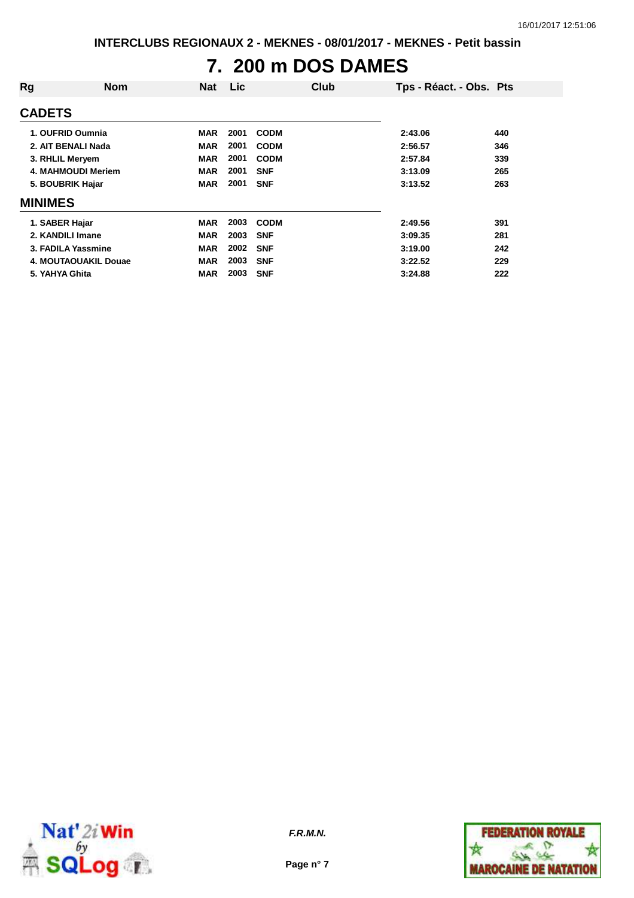# 7. 200 m DOS DAMES

| Rg | Nom | Nat | Lic | Club | Tps - Réact. - Obs. | Pts |
|---|---|---|---|---|---|---|
| **CADETS** | | | | | | |
| 1. | OUFRID Oumnia | MAR | 2001 | CODM | 2:43.06 | 440 |
| 2. | AIT BENALI Nada | MAR | 2001 | CODM | 2:56.57 | 346 |
| 3. | RHLIL Meryem | MAR | 2001 | CODM | 2:57.84 | 339 |
| 4. | MAHMOUDI Meriem | MAR | 2001 | SNF | 3:13.09 | 265 |
| 5. | BOUBRIK Hajar | MAR | 2001 | SNF | 3:13.52 | 263 |
| **MINIMES** | | | | | | |
| 1. | SABER Hajar | MAR | 2003 | CODM | 2:49.56 | 391 |
| 2. | KANDILI Imane | MAR | 2003 | SNF | 3:09.35 | 281 |
| 3. | FADILA Yassmine | MAR | 2002 | SNF | 3:19.00 | 242 |
| 4. | MOUTAOUAKIL Douae | MAR | 2003 | SNF | 3:22.52 | 229 |
| 5. | YAHYA Ghita | MAR | 2003 | SNF | 3:24.88 | 222 |

*F.R.M.N.*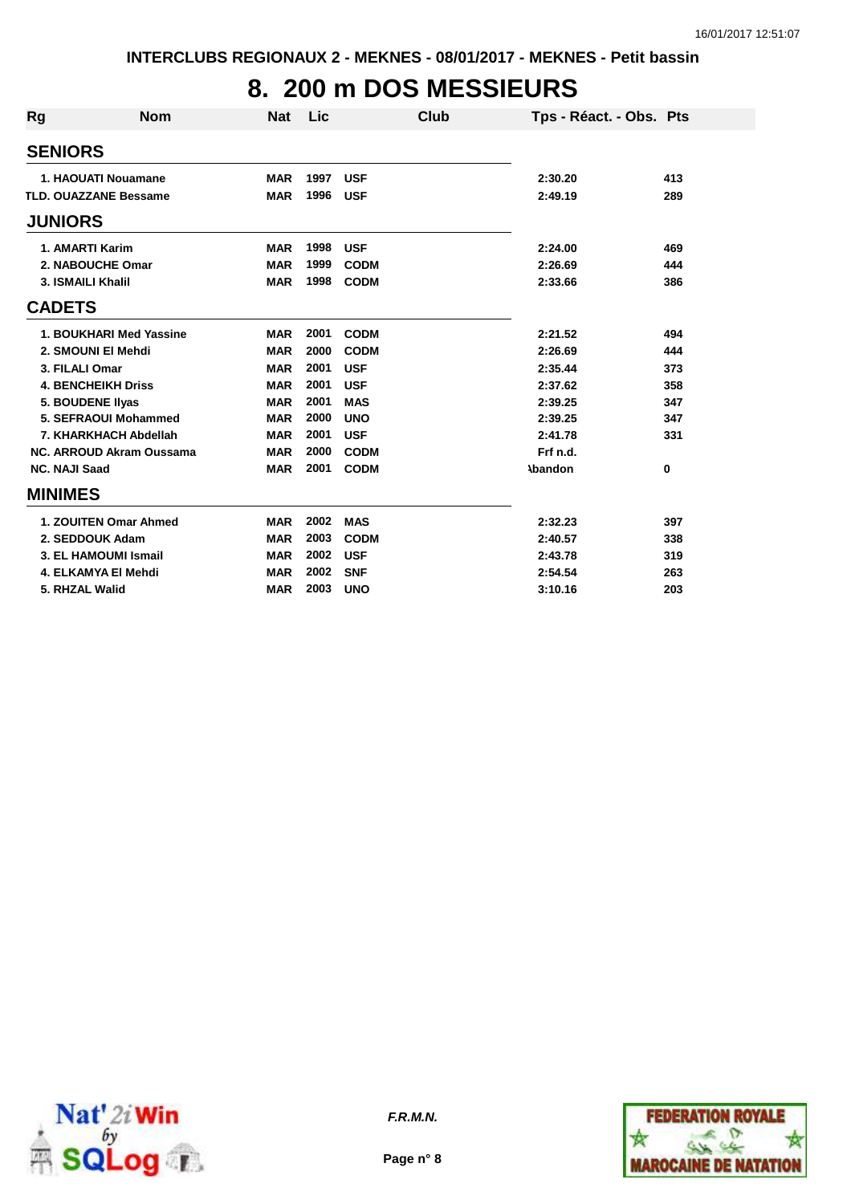INTERCLUBS REGIONAUX 2 - MEKNES - 08/01/2017 - MEKNES - Petit bassin

# 8. 200 m DOS MESSIEURS

| Rg | Nom | Nat | Lic | Club | Tps - Réact. - Obs. | Pts |
|---|---|---|---|---|---|---|
| **SENIORS** | | | | | | |
| 1. | HAOUATI Nouamane | MAR | 1997 | USF | 2:30.20 | 413 |
| TLD. | OUAZZANE Bessame | MAR | 1996 | USF | 2:49.19 | 289 |
| **JUNIORS** | | | | | | |
| 1. | AMARTI Karim | MAR | 1998 | USF | 2:24.00 | 469 |
| 2. | NABOUCHE Omar | MAR | 1999 | CODM | 2:26.69 | 444 |
| 3. | ISMAILI Khalil | MAR | 1998 | CODM | 2:33.66 | 386 |
| **CADETS** | | | | | | |
| 1. | BOUKHARI Med Yassine | MAR | 2001 | CODM | 2:21.52 | 494 |
| 2. | SMOUNI El Mehdi | MAR | 2000 | CODM | 2:26.69 | 444 |
| 3. | FILALI Omar | MAR | 2001 | USF | 2:35.44 | 373 |
| 4. | BENCHEIKH Driss | MAR | 2001 | USF | 2:37.62 | 358 |
| 5. | BOUDENE Ilyas | MAR | 2001 | MAS | 2:39.25 | 347 |
| 5. | SEFRAOUI Mohammed | MAR | 2000 | UNO | 2:39.25 | 347 |
| 7. | KHARKHACH Abdellah | MAR | 2001 | USF | 2:41.78 | 331 |
| NC. | ARROUD Akram Oussama | MAR | 2000 | CODM | Frf n.d. | |
| NC. | NAJI Saad | MAR | 2001 | CODM | Abandon | 0 |
| **MINIMES** | | | | | | |
| 1. | ZOUITEN Omar Ahmed | MAR | 2002 | MAS | 2:32.23 | 397 |
| 2. | SEDDOUK Adam | MAR | 2003 | CODM | 2:40.57 | 338 |
| 3. | EL HAMOUMI Ismail | MAR | 2002 | USF | 2:43.78 | 319 |
| 4. | ELKAMYA El Mehdi | MAR | 2002 | SNF | 2:54.54 | 263 |
| 5. | RHZAL Walid | MAR | 2003 | UNO | 3:10.16 | 203 |

*F.R.M.N.*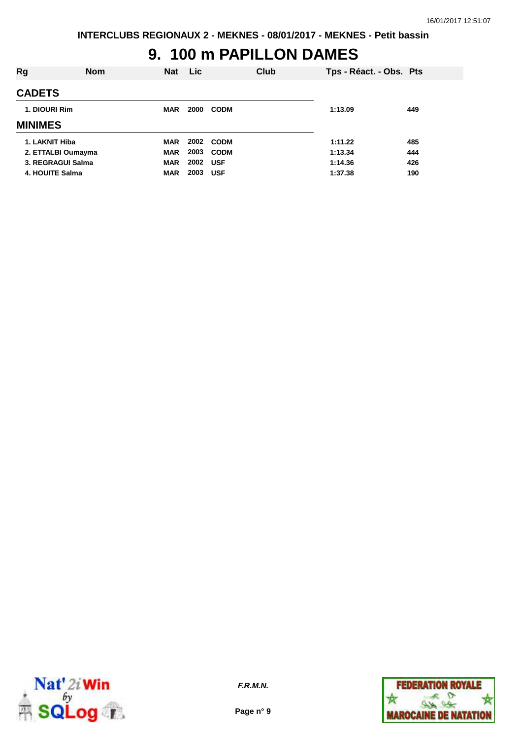# 9. 100 m PAPILLON DAMES

| Rg | Nom | Nat | Lic | Club | Tps - Réact. - Obs. | Pts |
|---|---|---|---|---|---|---|
| **CADETS** | | | | | | |
| 1. | DIOURI Rim | MAR | 2000 | CODM | 1:13.09 | 449 |
| **MINIMES** | | | | | | |
| 1. | LAKNIT Hiba | MAR | 2002 | CODM | 1:11.22 | 485 |
| 2. | ETTALBI Oumayma | MAR | 2003 | CODM | 1:13.34 | 444 |
| 3. | REGRAGUI Salma | MAR | 2002 | USF | 1:14.36 | 426 |
| 4. | HOUITE Salma | MAR | 2003 | USF | 1:37.38 | 190 |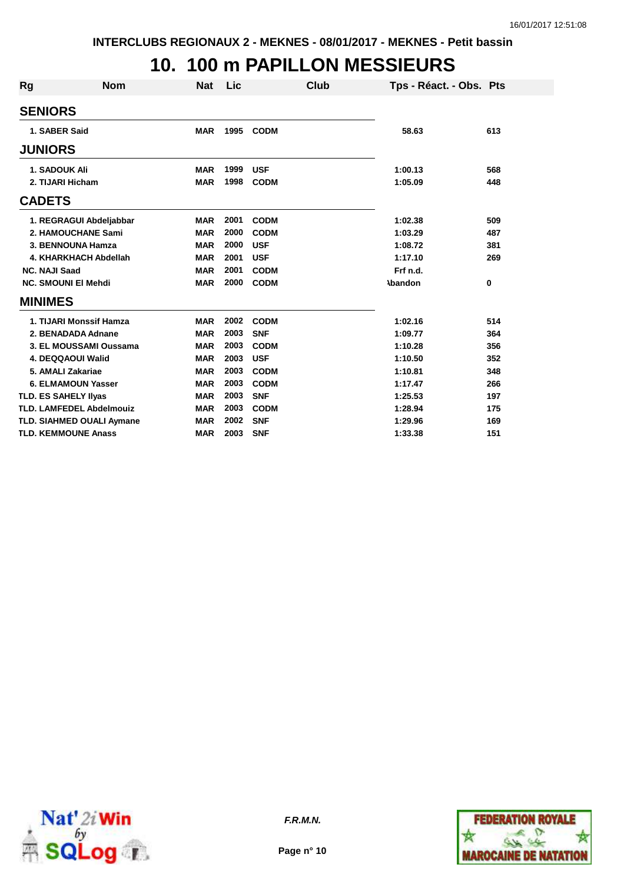INTERCLUBS REGIONAUX 2 - MEKNES - 08/01/2017 - MEKNES - Petit bassin

# 10. 100 m PAPILLON MESSIEURS

| Rg | Nom | Nat | Lic | Club | Tps - Réact. - Obs. | Pts |
|---|---|---|---|---|---|---|
| **SENIORS** | | | | | | |
| 1. | SABER Said | MAR | 1995 | CODM | 58.63 | 613 |
| **JUNIORS** | | | | | | |
| 1. | SADOUK Ali | MAR | 1999 | USF | 1:00.13 | 568 |
| 2. | TIJARI Hicham | MAR | 1998 | CODM | 1:05.09 | 448 |
| **CADETS** | | | | | | |
| 1. | REGRAGUI Abdeljabbar | MAR | 2001 | CODM | 1:02.38 | 509 |
| 2. | HAMOUCHANE Sami | MAR | 2000 | CODM | 1:03.29 | 487 |
| 3. | BENNOUNA Hamza | MAR | 2000 | USF | 1:08.72 | 381 |
| 4. | KHARKHACH Abdellah | MAR | 2001 | USF | 1:17.10 | 269 |
| NC. | NAJI Saad | MAR | 2001 | CODM | Frf n.d. | |
| NC. | SMOUNI El Mehdi | MAR | 2000 | CODM | Abandon | 0 |
| **MINIMES** | | | | | | |
| 1. | TIJARI Monssif Hamza | MAR | 2002 | CODM | 1:02.16 | 514 |
| 2. | BENADADA Adnane | MAR | 2003 | SNF | 1:09.77 | 364 |
| 3. | EL MOUSSAMI Oussama | MAR | 2003 | CODM | 1:10.28 | 356 |
| 4. | DEQQAOUI Walid | MAR | 2003 | USF | 1:10.50 | 352 |
| 5. | AMALI Zakariae | MAR | 2003 | CODM | 1:10.81 | 348 |
| 6. | ELMAMOUN Yasser | MAR | 2003 | CODM | 1:17.47 | 266 |
| TLD. | ES SAHELY Ilyas | MAR | 2003 | SNF | 1:25.53 | 197 |
| TLD. | LAMFEDEL Abdelmouiz | MAR | 2003 | CODM | 1:28.94 | 175 |
| TLD. | SIAHMED OUALI Aymane | MAR | 2002 | SNF | 1:29.96 | 169 |
| TLD. | KEMMOUNE Anass | MAR | 2003 | SNF | 1:33.38 | 151 |

*F.R.M.N.*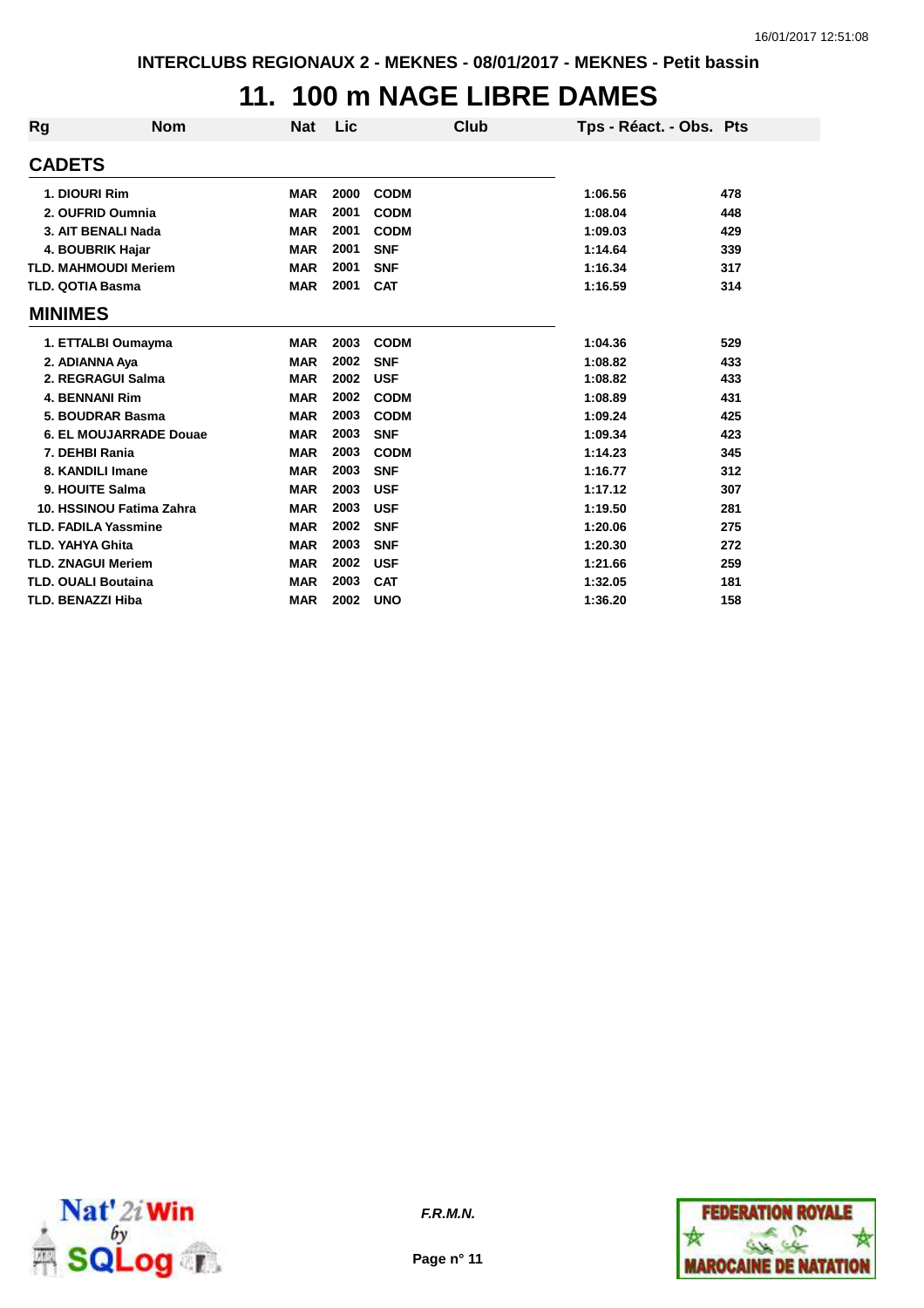# 11. 100 m NAGE LIBRE DAMES

| Rg | Nom | Nat | Lic | Club | Tps - Réact. - Obs. | Pts |
|---|---|---|---|---|---|---|
| **CADETS** | | | | | | |
| 1. | DIOURI Rim | MAR | 2000 | CODM | 1:06.56 | 478 |
| 2. | OUFRID Oumnia | MAR | 2001 | CODM | 1:08.04 | 448 |
| 3. | AIT BENALI Nada | MAR | 2001 | CODM | 1:09.03 | 429 |
| 4. | BOUBRIK Hajar | MAR | 2001 | SNF | 1:14.64 | 339 |
| TLD. | MAHMOUDI Meriem | MAR | 2001 | SNF | 1:16.34 | 317 |
| TLD. | QOTIA Basma | MAR | 2001 | CAT | 1:16.59 | 314 |
| **MINIMES** | | | | | | |
| 1. | ETTALBI Oumayma | MAR | 2003 | CODM | 1:04.36 | 529 |
| 2. | ADIANNA Aya | MAR | 2002 | SNF | 1:08.82 | 433 |
| 2. | REGRAGUI Salma | MAR | 2002 | USF | 1:08.82 | 433 |
| 4. | BENNANI Rim | MAR | 2002 | CODM | 1:08.89 | 431 |
| 5. | BOUDRAR Basma | MAR | 2003 | CODM | 1:09.24 | 425 |
| 6. | EL MOUJARRADE Douae | MAR | 2003 | SNF | 1:09.34 | 423 |
| 7. | DEHBI Rania | MAR | 2003 | CODM | 1:14.23 | 345 |
| 8. | KANDILI Imane | MAR | 2003 | SNF | 1:16.77 | 312 |
| 9. | HOUITE Salma | MAR | 2003 | USF | 1:17.12 | 307 |
| 10. | HSSINOU Fatima Zahra | MAR | 2003 | USF | 1:19.50 | 281 |
| TLD. | FADILA Yassmine | MAR | 2002 | SNF | 1:20.06 | 275 |
| TLD. | YAHYA Ghita | MAR | 2003 | SNF | 1:20.30 | 272 |
| TLD. | ZNAGUI Meriem | MAR | 2002 | USF | 1:21.66 | 259 |
| TLD. | OUALI Boutaina | MAR | 2003 | CAT | 1:32.05 | 181 |
| TLD. | BENAZZI Hiba | MAR | 2002 | UNO | 1:36.20 | 158 |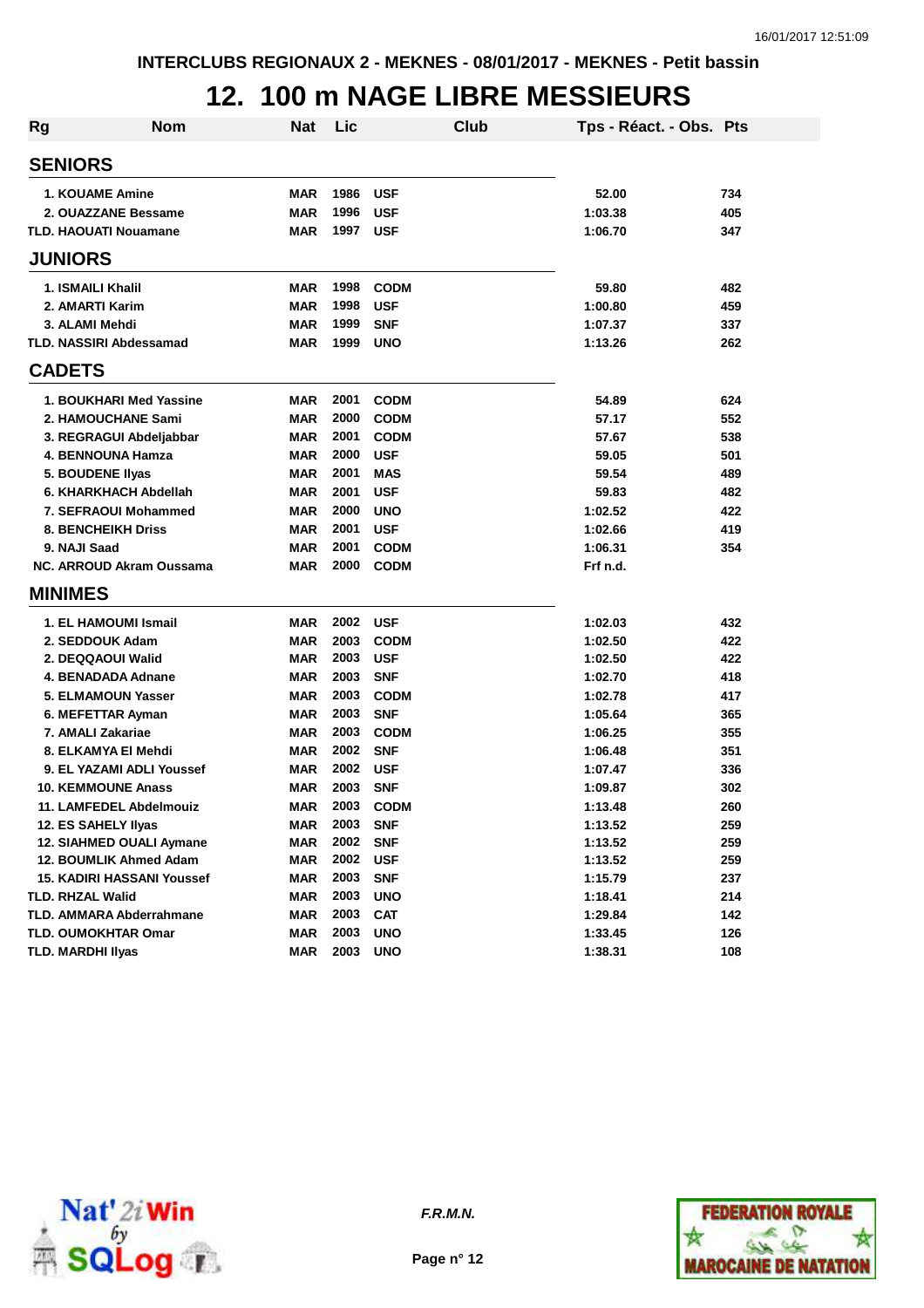INTERCLUBS REGIONAUX 2 - MEKNES - 08/01/2017 - MEKNES - Petit bassin

# 12. 100 m NAGE LIBRE MESSIEURS

| Rg | Nom | Nat | Lic | Club | Tps - Réact. - Obs. | Pts |
|---|---|---|---|---|---|---|
| **SENIORS** | | | | | | |
| 1. | KOUAME Amine | MAR | 1986 | USF | 52.00 | 734 |
| 2. | OUAZZANE Bessame | MAR | 1996 | USF | 1:03.38 | 405 |
| TLD. | HAOUATI Nouamane | MAR | 1997 | USF | 1:06.70 | 347 |
| **JUNIORS** | | | | | | |
| 1. | ISMAILI Khalil | MAR | 1998 | CODM | 59.80 | 482 |
| 2. | AMARTI Karim | MAR | 1998 | USF | 1:00.80 | 459 |
| 3. | ALAMI Mehdi | MAR | 1999 | SNF | 1:07.37 | 337 |
| TLD. | NASSIRI Abdessamad | MAR | 1999 | UNO | 1:13.26 | 262 |
| **CADETS** | | | | | | |
| 1. | BOUKHARI Med Yassine | MAR | 2001 | CODM | 54.89 | 624 |
| 2. | HAMOUCHANE Sami | MAR | 2000 | CODM | 57.17 | 552 |
| 3. | REGRAGUI Abdeljabbar | MAR | 2001 | CODM | 57.67 | 538 |
| 4. | BENNOUNA Hamza | MAR | 2000 | USF | 59.05 | 501 |
| 5. | BOUDENE Ilyas | MAR | 2001 | MAS | 59.54 | 489 |
| 6. | KHARKHACH Abdellah | MAR | 2001 | USF | 59.83 | 482 |
| 7. | SEFRAOUI Mohammed | MAR | 2000 | UNO | 1:02.52 | 422 |
| 8. | BENCHEIKH Driss | MAR | 2001 | USF | 1:02.66 | 419 |
| 9. | NAJI Saad | MAR | 2001 | CODM | 1:06.31 | 354 |
| NC. | ARROUD Akram Oussama | MAR | 2000 | CODM | Frf n.d. | |
| **MINIMES** | | | | | | |
| 1. | EL HAMOUMI Ismail | MAR | 2002 | USF | 1:02.03 | 432 |
| 2. | SEDDOUK Adam | MAR | 2003 | CODM | 1:02.50 | 422 |
| 2. | DEQQAOUI Walid | MAR | 2003 | USF | 1:02.50 | 422 |
| 4. | BENADADA Adnane | MAR | 2003 | SNF | 1:02.70 | 418 |
| 5. | ELMAMOUN Yasser | MAR | 2003 | CODM | 1:02.78 | 417 |
| 6. | MEFETTAR Ayman | MAR | 2003 | SNF | 1:05.64 | 365 |
| 7. | AMALI Zakariae | MAR | 2003 | CODM | 1:06.25 | 355 |
| 8. | ELKAMYA El Mehdi | MAR | 2002 | SNF | 1:06.48 | 351 |
| 9. | EL YAZAMI ADLI Youssef | MAR | 2002 | USF | 1:07.47 | 336 |
| 10. | KEMMOUNE Anass | MAR | 2003 | SNF | 1:09.87 | 302 |
| 11. | LAMFEDEL Abdelmouiz | MAR | 2003 | CODM | 1:13.48 | 260 |
| 12. | ES SAHELY Ilyas | MAR | 2003 | SNF | 1:13.52 | 259 |
| 12. | SIAHMED OUALI Aymane | MAR | 2002 | SNF | 1:13.52 | 259 |
| 12. | BOUMLIK Ahmed Adam | MAR | 2002 | USF | 1:13.52 | 259 |
| 15. | KADIRI HASSANI Youssef | MAR | 2003 | SNF | 1:15.79 | 237 |
| TLD. | RHZAL Walid | MAR | 2003 | UNO | 1:18.41 | 214 |
| TLD. | AMMARA Abderrahmane | MAR | 2003 | CAT | 1:29.84 | 142 |
| TLD. | OUMOKHTAR Omar | MAR | 2003 | UNO | 1:33.45 | 126 |
| TLD. | MARDHI Ilyas | MAR | 2003 | UNO | 1:38.31 | 108 |

*F.R.M.N.*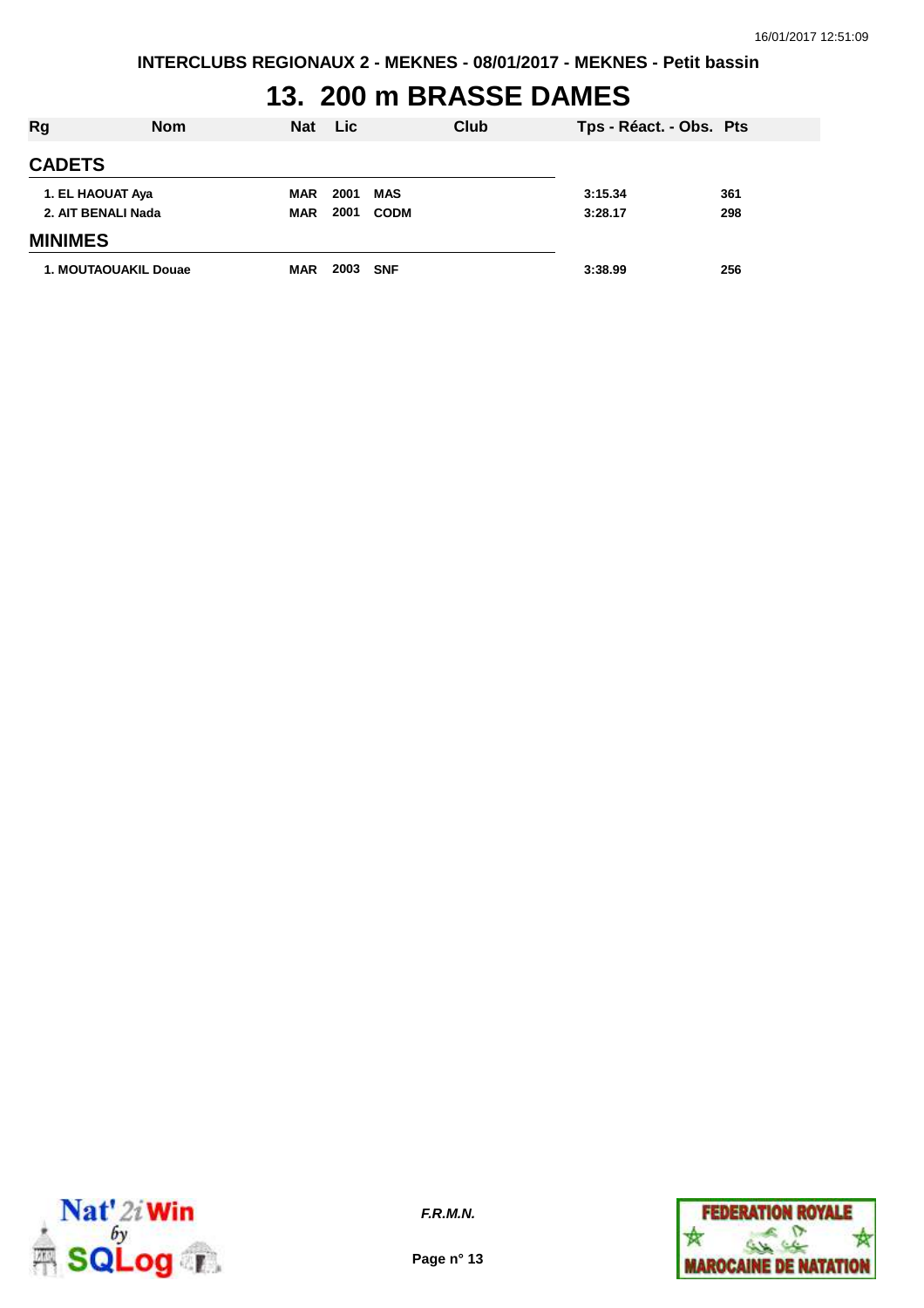# 13. 200 m BRASSE DAMES

| Rg | Nom | Nat | Lic | Club | Tps - Réact. - Obs. | Pts |
|---|---|---|---|---|---|---|
| **CADETS** | | | | | | |
| 1. | EL HAOUAT Aya | MAR | 2001 | MAS | 3:15.34 | 361 |
| 2. | AIT BENALI Nada | MAR | 2001 | CODM | 3:28.17 | 298 |
| **MINIMES** | | | | | | |
| 1. | MOUTAOUAKIL Douae | MAR | 2003 | SNF | 3:38.99 | 256 |

*F.R.M.N.*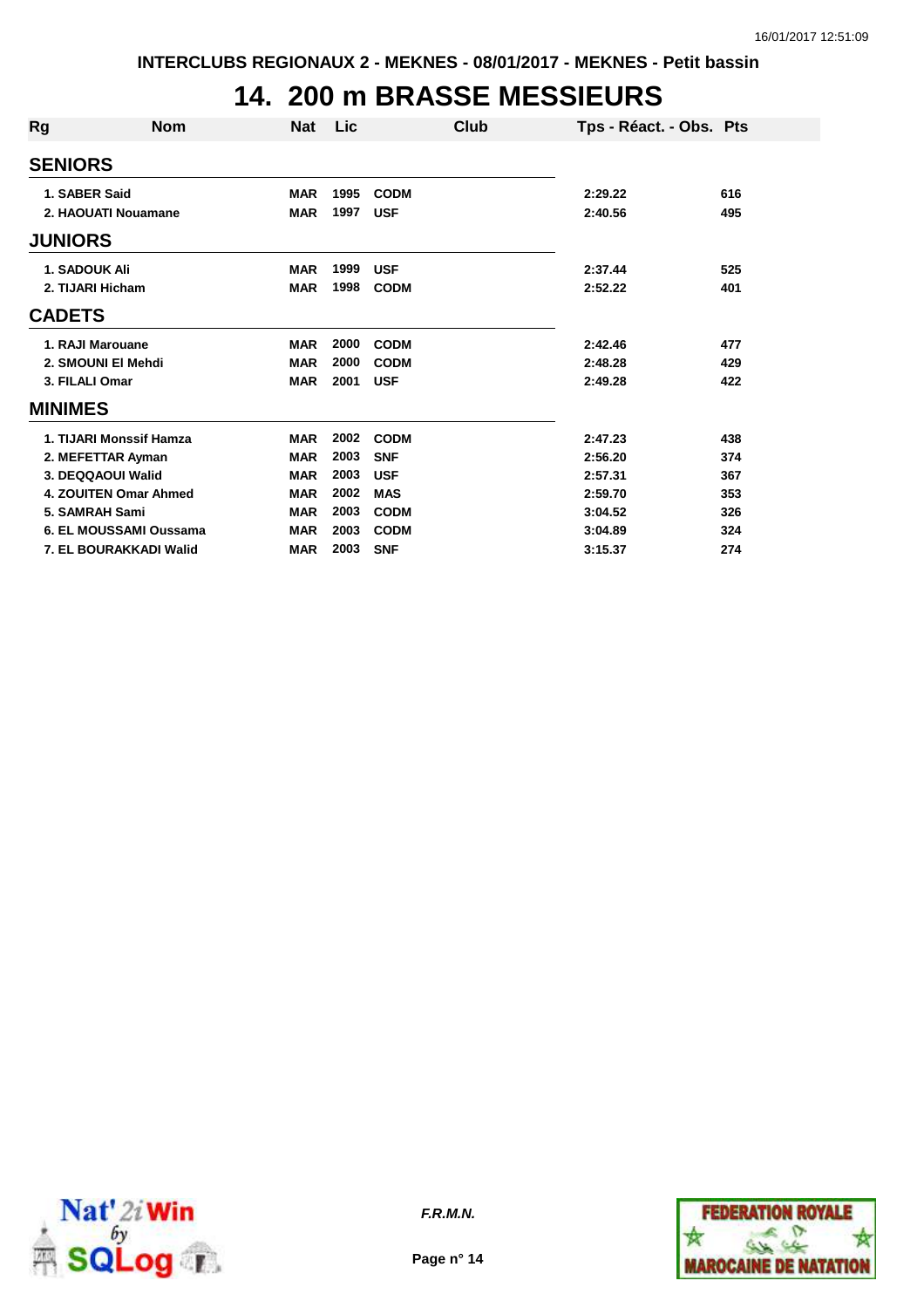INTERCLUBS REGIONAUX 2 - MEKNES - 08/01/2017 - MEKNES - Petit bassin

# 14. 200 m BRASSE MESSIEURS

| Rg | Nom | Nat | Lic | Club | Tps - Réact. - Obs. | Pts |
|---|---|---|---|---|---|---|
| **SENIORS** | | | | | | |
| 1. | SABER Said | MAR | 1995 | CODM | 2:29.22 | 616 |
| 2. | HAOUATI Nouamane | MAR | 1997 | USF | 2:40.56 | 495 |
| **JUNIORS** | | | | | | |
| 1. | SADOUK Ali | MAR | 1999 | USF | 2:37.44 | 525 |
| 2. | TIJARI Hicham | MAR | 1998 | CODM | 2:52.22 | 401 |
| **CADETS** | | | | | | |
| 1. | RAJI Marouane | MAR | 2000 | CODM | 2:42.46 | 477 |
| 2. | SMOUNI El Mehdi | MAR | 2000 | CODM | 2:48.28 | 429 |
| 3. | FILALI Omar | MAR | 2001 | USF | 2:49.28 | 422 |
| **MINIMES** | | | | | | |
| 1. | TIJARI Monssif Hamza | MAR | 2002 | CODM | 2:47.23 | 438 |
| 2. | MEFETTAR Ayman | MAR | 2003 | SNF | 2:56.20 | 374 |
| 3. | DEQQAOUI Walid | MAR | 2003 | USF | 2:57.31 | 367 |
| 4. | ZOUITEN Omar Ahmed | MAR | 2002 | MAS | 2:59.70 | 353 |
| 5. | SAMRAH Sami | MAR | 2003 | CODM | 3:04.52 | 326 |
| 6. | EL MOUSSAMI Oussama | MAR | 2003 | CODM | 3:04.89 | 324 |
| 7. | EL BOURAKKADI Walid | MAR | 2003 | SNF | 3:15.37 | 274 |

*F.R.M.N.*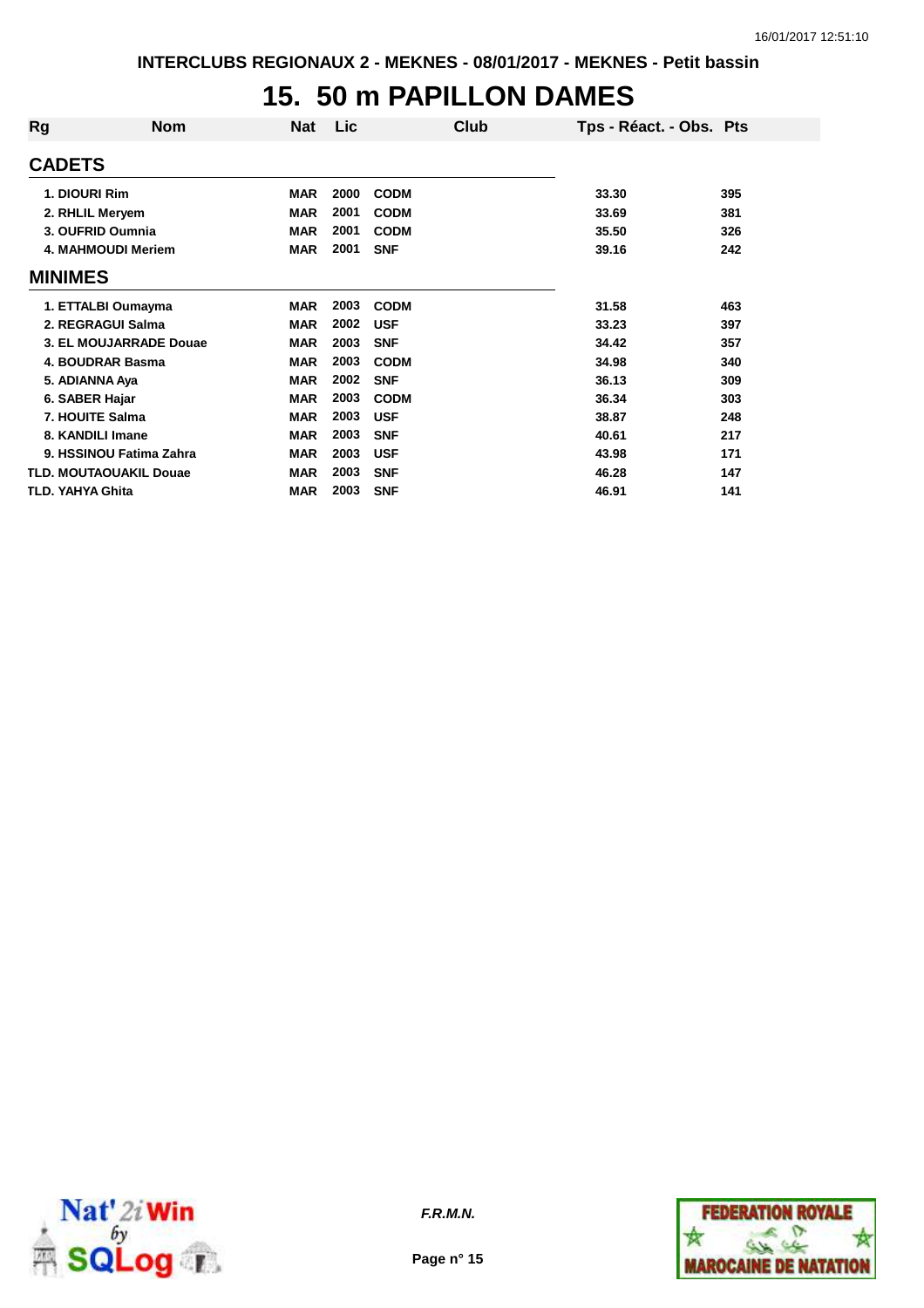INTERCLUBS REGIONAUX 2 - MEKNES - 08/01/2017 - MEKNES - Petit bassin

# 15. 50 m PAPILLON DAMES

| Rg | Nom | Nat | Lic | Club | Tps - Réact. - Obs. | Pts |
|---|---|---|---|---|---|---|
| **CADETS** | | | | | | |
| 1. | DIOURI Rim | MAR | 2000 | CODM | 33.30 | 395 |
| 2. | RHLIL Meryem | MAR | 2001 | CODM | 33.69 | 381 |
| 3. | OUFRID Oumnia | MAR | 2001 | CODM | 35.50 | 326 |
| 4. | MAHMOUDI Meriem | MAR | 2001 | SNF | 39.16 | 242 |
| **MINIMES** | | | | | | |
| 1. | ETTALBI Oumayma | MAR | 2003 | CODM | 31.58 | 463 |
| 2. | REGRAGUI Salma | MAR | 2002 | USF | 33.23 | 397 |
| 3. | EL MOUJARRADE Douae | MAR | 2003 | SNF | 34.42 | 357 |
| 4. | BOUDRAR Basma | MAR | 2003 | CODM | 34.98 | 340 |
| 5. | ADIANNA Aya | MAR | 2002 | SNF | 36.13 | 309 |
| 6. | SABER Hajar | MAR | 2003 | CODM | 36.34 | 303 |
| 7. | HOUITE Salma | MAR | 2003 | USF | 38.87 | 248 |
| 8. | KANDILI Imane | MAR | 2003 | SNF | 40.61 | 217 |
| 9. | HSSINOU Fatima Zahra | MAR | 2003 | USF | 43.98 | 171 |
| TLD. | MOUTAOUAKIL Douae | MAR | 2003 | SNF | 46.28 | 147 |
| TLD. | YAHYA Ghita | MAR | 2003 | SNF | 46.91 | 141 |

*F.R.M.N.*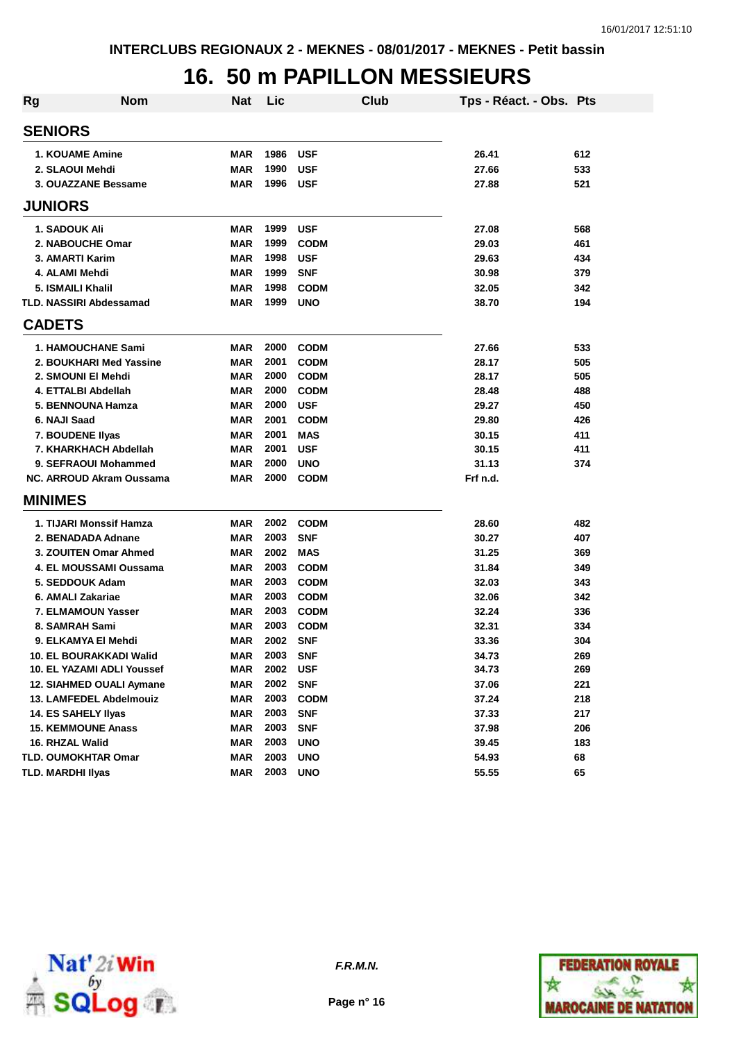INTERCLUBS REGIONAUX 2 - MEKNES - 08/01/2017 - MEKNES - Petit bassin

# 16. 50 m PAPILLON MESSIEURS

| Rg | Nom | Nat | Lic | Club | Tps - Réact. - Obs. | Pts |
|---|---|---|---|---|---|---|
| **SENIORS** | | | | | | |
| 1. | KOUAME Amine | MAR | 1986 | USF | 26.41 | 612 |
| 2. | SLAOUI Mehdi | MAR | 1990 | USF | 27.66 | 533 |
| 3. | OUAZZANE Bessame | MAR | 1996 | USF | 27.88 | 521 |
| **JUNIORS** | | | | | | |
| 1. | SADOUK Ali | MAR | 1999 | USF | 27.08 | 568 |
| 2. | NABOUCHE Omar | MAR | 1999 | CODM | 29.03 | 461 |
| 3. | AMARTI Karim | MAR | 1998 | USF | 29.63 | 434 |
| 4. | ALAMI Mehdi | MAR | 1999 | SNF | 30.98 | 379 |
| 5. | ISMAILI Khalil | MAR | 1998 | CODM | 32.05 | 342 |
| TLD. | NASSIRI Abdessamad | MAR | 1999 | UNO | 38.70 | 194 |
| **CADETS** | | | | | | |
| 1. | HAMOUCHANE Sami | MAR | 2000 | CODM | 27.66 | 533 |
| 2. | BOUKHARI Med Yassine | MAR | 2001 | CODM | 28.17 | 505 |
| 2. | SMOUNI El Mehdi | MAR | 2000 | CODM | 28.17 | 505 |
| 4. | ETTALBI Abdellah | MAR | 2000 | CODM | 28.48 | 488 |
| 5. | BENNOUNA Hamza | MAR | 2000 | USF | 29.27 | 450 |
| 6. | NAJI Saad | MAR | 2001 | CODM | 29.80 | 426 |
| 7. | BOUDENE Ilyas | MAR | 2001 | MAS | 30.15 | 411 |
| 7. | KHARKHACH Abdellah | MAR | 2001 | USF | 30.15 | 411 |
| 9. | SEFRAOUI Mohammed | MAR | 2000 | UNO | 31.13 | 374 |
| NC. | ARROUD Akram Oussama | MAR | 2000 | CODM | Frf n.d. | |
| **MINIMES** | | | | | | |
| 1. | TIJARI Monssif Hamza | MAR | 2002 | CODM | 28.60 | 482 |
| 2. | BENADADA Adnane | MAR | 2003 | SNF | 30.27 | 407 |
| 3. | ZOUITEN Omar Ahmed | MAR | 2002 | MAS | 31.25 | 369 |
| 4. | EL MOUSSAMI Oussama | MAR | 2003 | CODM | 31.84 | 349 |
| 5. | SEDDOUK Adam | MAR | 2003 | CODM | 32.03 | 343 |
| 6. | AMALI Zakariae | MAR | 2003 | CODM | 32.06 | 342 |
| 7. | ELMAMOUN Yasser | MAR | 2003 | CODM | 32.24 | 336 |
| 8. | SAMRAH Sami | MAR | 2003 | CODM | 32.31 | 334 |
| 9. | ELKAMYA El Mehdi | MAR | 2002 | SNF | 33.36 | 304 |
| 10. | EL BOURAKKADI Walid | MAR | 2003 | SNF | 34.73 | 269 |
| 10. | EL YAZAMI ADLI Youssef | MAR | 2002 | USF | 34.73 | 269 |
| 12. | SIAHMED OUALI Aymane | MAR | 2002 | SNF | 37.06 | 221 |
| 13. | LAMFEDEL Abdelmouiz | MAR | 2003 | CODM | 37.24 | 218 |
| 14. | ES SAHELY Ilyas | MAR | 2003 | SNF | 37.33 | 217 |
| 15. | KEMMOUNE Anass | MAR | 2003 | SNF | 37.98 | 206 |
| 16. | RHZAL Walid | MAR | 2003 | UNO | 39.45 | 183 |
| TLD. | OUMOKHTAR Omar | MAR | 2003 | UNO | 54.93 | 68 |
| TLD. | MARDHI Ilyas | MAR | 2003 | UNO | 55.55 | 65 |

*F.R.M.N.*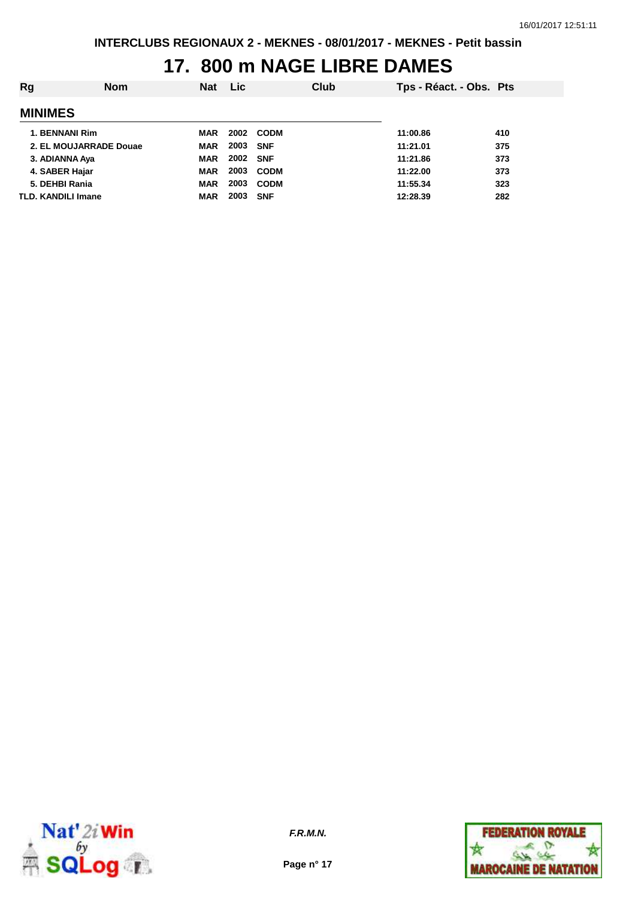INTERCLUBS REGIONAUX 2 - MEKNES - 08/01/2017 - MEKNES - Petit bassin

# 17. 800 m NAGE LIBRE DAMES

| Rg | Nom | Nat | Lic | Club | Tps - Réact. - Obs. | Pts |
|---|---|---|---|---|---|---|
| **MINIMES** | | | | | | |
| 1. | BENNANI Rim | MAR | 2002 | CODM | 11:00.86 | 410 |
| 2. | EL MOUJARRADE Douae | MAR | 2003 | SNF | 11:21.01 | 375 |
| 3. | ADIANNA Aya | MAR | 2002 | SNF | 11:21.86 | 373 |
| 4. | SABER Hajar | MAR | 2003 | CODM | 11:22.00 | 373 |
| 5. | DEHBI Rania | MAR | 2003 | CODM | 11:55.34 | 323 |
| TLD. | KANDILI Imane | MAR | 2003 | SNF | 12:28.39 | 282 |

*F.R.M.N.*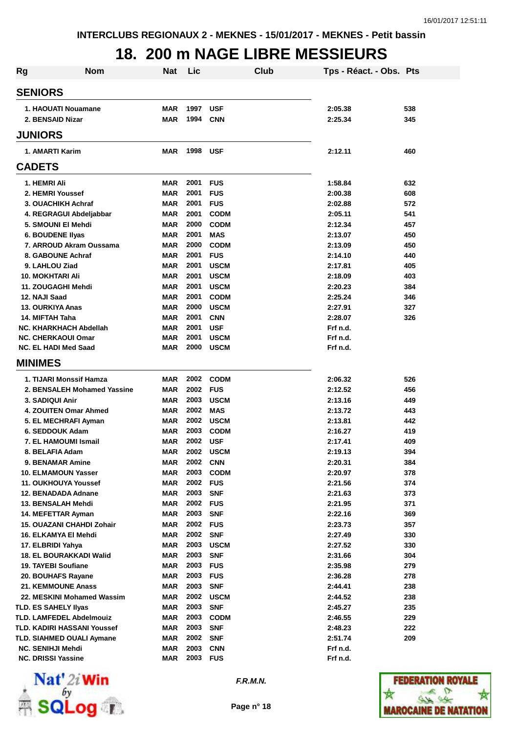INTERCLUBS REGIONAUX 2 - MEKNES - 15/01/2017 - MEKNES - Petit bassin

# 18. 200 m NAGE LIBRE MESSIEURS

| Rg | Nom | Nat | Lic | Club | Tps - Réact. - Obs. | Pts |
|---|---|---|---|---|---|---|
| **SENIORS** | | | | | | |
| 1. | HAOUATI Nouamane | MAR | 1997 | USF | 2:05.38 | 538 |
| 2. | BENSAID Nizar | MAR | 1994 | CNN | 2:25.34 | 345 |
| **JUNIORS** | | | | | | |
| 1. | AMARTI Karim | MAR | 1998 | USF | 2:12.11 | 460 |
| **CADETS** | | | | | | |
| 1. | HEMRI Ali | MAR | 2001 | FUS | 1:58.84 | 632 |
| 2. | HEMRI Youssef | MAR | 2001 | FUS | 2:00.38 | 608 |
| 3. | OUACHIKH Achraf | MAR | 2001 | FUS | 2:02.88 | 572 |
| 4. | REGRAGUI Abdeljabbar | MAR | 2001 | CODM | 2:05.11 | 541 |
| 5. | SMOUNI El Mehdi | MAR | 2000 | CODM | 2:12.34 | 457 |
| 6. | BOUDENE Ilyas | MAR | 2001 | MAS | 2:13.07 | 450 |
| 7. | ARROUD Akram Oussama | MAR | 2000 | CODM | 2:13.09 | 450 |
| 8. | GABOUNE Achraf | MAR | 2001 | FUS | 2:14.10 | 440 |
| 9. | LAHLOU Ziad | MAR | 2001 | USCM | 2:17.81 | 405 |
| 10. | MOKHTARI Ali | MAR | 2001 | USCM | 2:18.09 | 403 |
| 11. | ZOUGAGHI Mehdi | MAR | 2001 | USCM | 2:20.23 | 384 |
| 12. | NAJI Saad | MAR | 2001 | CODM | 2:25.24 | 346 |
| 13. | OURKIYA Anas | MAR | 2000 | USCM | 2:27.91 | 327 |
| 14. | MIFTAH Taha | MAR | 2001 | CNN | 2:28.07 | 326 |
| NC. | KHARKHACH Abdellah | MAR | 2001 | USF | Frf n.d. | |
| NC. | CHERKAOUI Omar | MAR | 2001 | USCM | Frf n.d. | |
| NC. | EL HADI Med Saad | MAR | 2000 | USCM | Frf n.d. | |
| **MINIMES** | | | | | | |
| 1. | TIJARI Monssif Hamza | MAR | 2002 | CODM | 2:06.32 | 526 |
| 2. | BENSALEH Mohamed Yassine | MAR | 2002 | FUS | 2:12.52 | 456 |
| 3. | SADIQUI Anir | MAR | 2003 | USCM | 2:13.16 | 449 |
| 4. | ZOUITEN Omar Ahmed | MAR | 2002 | MAS | 2:13.72 | 443 |
| 5. | EL MECHRAFI Ayman | MAR | 2002 | USCM | 2:13.81 | 442 |
| 6. | SEDDOUK Adam | MAR | 2003 | CODM | 2:16.27 | 419 |
| 7. | EL HAMOUMI Ismail | MAR | 2002 | USF | 2:17.41 | 409 |
| 8. | BELAFIA Adam | MAR | 2002 | USCM | 2:19.13 | 394 |
| 9. | BENAMAR Amine | MAR | 2002 | CNN | 2:20.31 | 384 |
| 10. | ELMAMOUN Yasser | MAR | 2003 | CODM | 2:20.97 | 378 |
| 11. | OUKHOUYA Youssef | MAR | 2002 | FUS | 2:21.56 | 374 |
| 12. | BENADADA Adnane | MAR | 2003 | SNF | 2:21.63 | 373 |
| 13. | BENSALAH Mehdi | MAR | 2002 | FUS | 2:21.95 | 371 |
| 14. | MEFETTAR Ayman | MAR | 2003 | SNF | 2:22.16 | 369 |
| 15. | OUAZANI CHAHDI Zohair | MAR | 2002 | FUS | 2:23.73 | 357 |
| 16. | ELKAMYA El Mehdi | MAR | 2002 | SNF | 2:27.49 | 330 |
| 17. | ELBRIDI Yahya | MAR | 2003 | USCM | 2:27.52 | 330 |
| 18. | EL BOURAKKADI Walid | MAR | 2003 | SNF | 2:31.66 | 304 |
| 19. | TAYEBI Soufiane | MAR | 2003 | FUS | 2:35.98 | 279 |
| 20. | BOUHAFS Rayane | MAR | 2003 | FUS | 2:36.28 | 278 |
| 21. | KEMMOUNE Anass | MAR | 2003 | SNF | 2:44.41 | 238 |
| 22. | MESKINI Mohamed Wassim | MAR | 2002 | USCM | 2:44.52 | 238 |
| TLD. | ES SAHELY Ilyas | MAR | 2003 | SNF | 2:45.27 | 235 |
| TLD. | LAMFEDEL Abdelmouiz | MAR | 2003 | CODM | 2:46.55 | 229 |
| TLD. | KADIRI HASSANI Youssef | MAR | 2003 | SNF | 2:48.23 | 222 |
| TLD. | SIAHMED OUALI Aymane | MAR | 2002 | SNF | 2:51.74 | 209 |
| NC. | SENIHJI Mehdi | MAR | 2003 | CNN | Frf n.d. | |
| NC. | DRISSI Yassine | MAR | 2003 | FUS | Frf n.d. | |

*F.R.M.N.*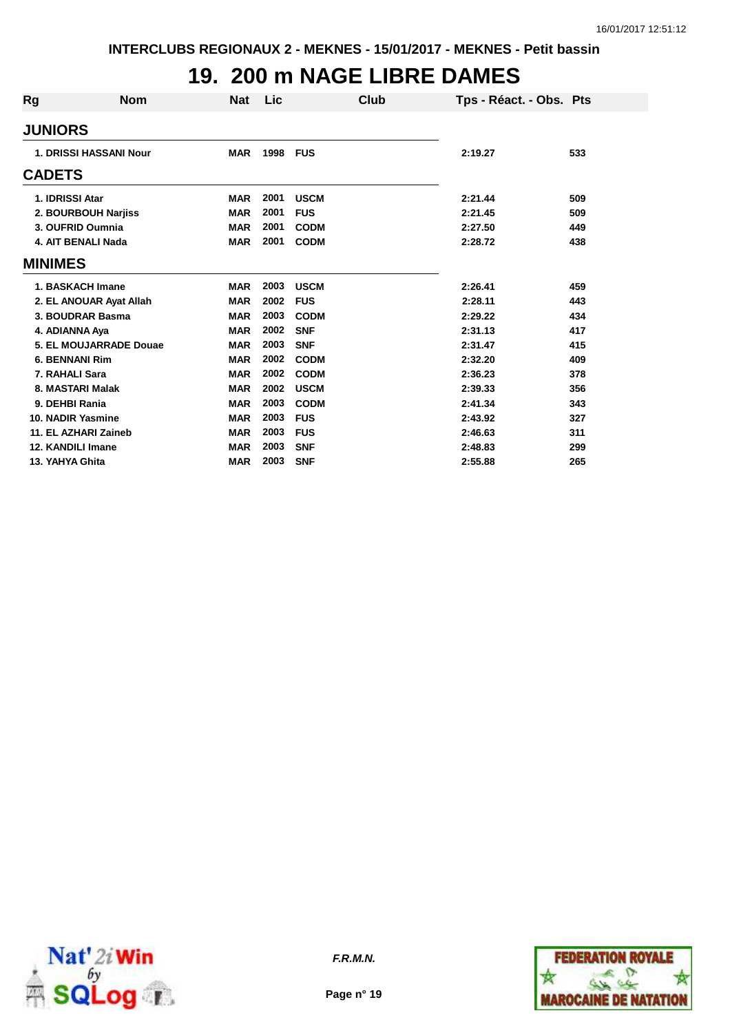# 19. 200 m NAGE LIBRE DAMES

| Rg | Nom | Nat | Lic | Club | Tps - Réact. - Obs. | Pts |
|---|---|---|---|---|---|---|
| **JUNIORS** | | | | | | |
| 1. | DRISSI HASSANI Nour | MAR | 1998 | FUS | 2:19.27 | 533 |
| **CADETS** | | | | | | |
| 1. | IDRISSI Atar | MAR | 2001 | USCM | 2:21.44 | 509 |
| 2. | BOURBOUH Narjiss | MAR | 2001 | FUS | 2:21.45 | 509 |
| 3. | OUFRID Oumnia | MAR | 2001 | CODM | 2:27.50 | 449 |
| 4. | AIT BENALI Nada | MAR | 2001 | CODM | 2:28.72 | 438 |
| **MINIMES** | | | | | | |
| 1. | BASKACH Imane | MAR | 2003 | USCM | 2:26.41 | 459 |
| 2. | EL ANOUAR Ayat Allah | MAR | 2002 | FUS | 2:28.11 | 443 |
| 3. | BOUDRAR Basma | MAR | 2003 | CODM | 2:29.22 | 434 |
| 4. | ADIANNA Aya | MAR | 2002 | SNF | 2:31.13 | 417 |
| 5. | EL MOUJARRADE Douae | MAR | 2003 | SNF | 2:31.47 | 415 |
| 6. | BENNANI Rim | MAR | 2002 | CODM | 2:32.20 | 409 |
| 7. | RAHALI Sara | MAR | 2002 | CODM | 2:36.23 | 378 |
| 8. | MASTARI Malak | MAR | 2002 | USCM | 2:39.33 | 356 |
| 9. | DEHBI Rania | MAR | 2003 | CODM | 2:41.34 | 343 |
| 10. | NADIR Yasmine | MAR | 2003 | FUS | 2:43.92 | 327 |
| 11. | EL AZHARI Zaineb | MAR | 2003 | FUS | 2:46.63 | 311 |
| 12. | KANDILI Imane | MAR | 2003 | SNF | 2:48.83 | 299 |
| 13. | YAHYA Ghita | MAR | 2003 | SNF | 2:55.88 | 265 |

*F.R.M.N.*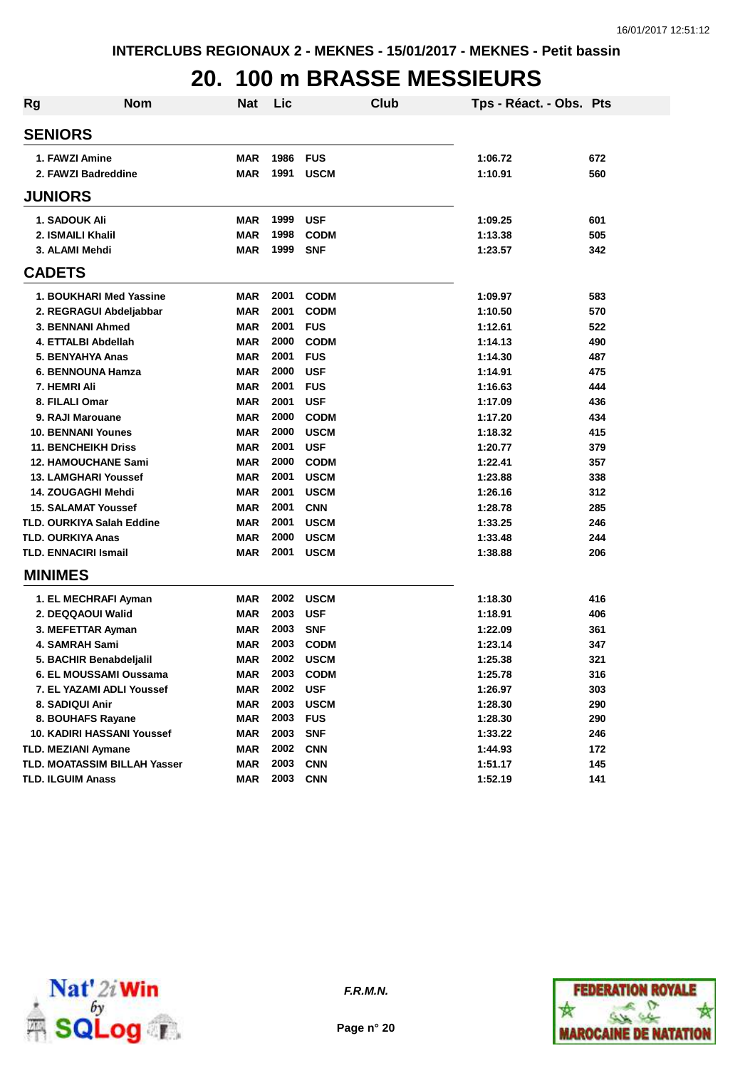INTERCLUBS REGIONAUX 2 - MEKNES - 15/01/2017 - MEKNES - Petit bassin

# 20. 100 m BRASSE MESSIEURS

| Rg | Nom | Nat | Lic | Club | Tps - Réact. - Obs. | Pts |
|---|---|---|---|---|---|---|
| **SENIORS** | | | | | | |
| 1. | FAWZI Amine | MAR | 1986 | FUS | 1:06.72 | 672 |
| 2. | FAWZI Badreddine | MAR | 1991 | USCM | 1:10.91 | 560 |
| **JUNIORS** | | | | | | |
| 1. | SADOUK Ali | MAR | 1999 | USF | 1:09.25 | 601 |
| 2. | ISMAILI Khalil | MAR | 1998 | CODM | 1:13.38 | 505 |
| 3. | ALAMI Mehdi | MAR | 1999 | SNF | 1:23.57 | 342 |
| **CADETS** | | | | | | |
| 1. | BOUKHARI Med Yassine | MAR | 2001 | CODM | 1:09.97 | 583 |
| 2. | REGRAGUI Abdeljabbar | MAR | 2001 | CODM | 1:10.50 | 570 |
| 3. | BENNANI Ahmed | MAR | 2001 | FUS | 1:12.61 | 522 |
| 4. | ETTALBI Abdellah | MAR | 2000 | CODM | 1:14.13 | 490 |
| 5. | BENYAHYA Anas | MAR | 2001 | FUS | 1:14.30 | 487 |
| 6. | BENNOUNA Hamza | MAR | 2000 | USF | 1:14.91 | 475 |
| 7. | HEMRI Ali | MAR | 2001 | FUS | 1:16.63 | 444 |
| 8. | FILALI Omar | MAR | 2001 | USF | 1:17.09 | 436 |
| 9. | RAJI Marouane | MAR | 2000 | CODM | 1:17.20 | 434 |
| 10. | BENNANI Younes | MAR | 2000 | USCM | 1:18.32 | 415 |
| 11. | BENCHEIKH Driss | MAR | 2001 | USF | 1:20.77 | 379 |
| 12. | HAMOUCHANE Sami | MAR | 2000 | CODM | 1:22.41 | 357 |
| 13. | LAMGHARI Youssef | MAR | 2001 | USCM | 1:23.88 | 338 |
| 14. | ZOUGAGHI Mehdi | MAR | 2001 | USCM | 1:26.16 | 312 |
| 15. | SALAMAT Youssef | MAR | 2001 | CNN | 1:28.78 | 285 |
| TLD. | OURKIYA Salah Eddine | MAR | 2001 | USCM | 1:33.25 | 246 |
| TLD. | OURKIYA Anas | MAR | 2000 | USCM | 1:33.48 | 244 |
| TLD. | ENNACIRI Ismail | MAR | 2001 | USCM | 1:38.88 | 206 |
| **MINIMES** | | | | | | |
| 1. | EL MECHRAFI Ayman | MAR | 2002 | USCM | 1:18.30 | 416 |
| 2. | DEQQAOUI Walid | MAR | 2003 | USF | 1:18.91 | 406 |
| 3. | MEFETTAR Ayman | MAR | 2003 | SNF | 1:22.09 | 361 |
| 4. | SAMRAH Sami | MAR | 2003 | CODM | 1:23.14 | 347 |
| 5. | BACHIR Benabdeljalil | MAR | 2002 | USCM | 1:25.38 | 321 |
| 6. | EL MOUSSAMI Oussama | MAR | 2003 | CODM | 1:25.78 | 316 |
| 7. | EL YAZAMI ADLI Youssef | MAR | 2002 | USF | 1:26.97 | 303 |
| 8. | SADIQUI Anir | MAR | 2003 | USCM | 1:28.30 | 290 |
| 8. | BOUHAFS Rayane | MAR | 2003 | FUS | 1:28.30 | 290 |
| 10. | KADIRI HASSANI Youssef | MAR | 2003 | SNF | 1:33.22 | 246 |
| TLD. | MEZIANI Aymane | MAR | 2002 | CNN | 1:44.93 | 172 |
| TLD. | MOATASSIM BILLAH Yasser | MAR | 2003 | CNN | 1:51.17 | 145 |
| TLD. | ILGUIM Anass | MAR | 2003 | CNN | 1:52.19 | 141 |

*F.R.M.N.*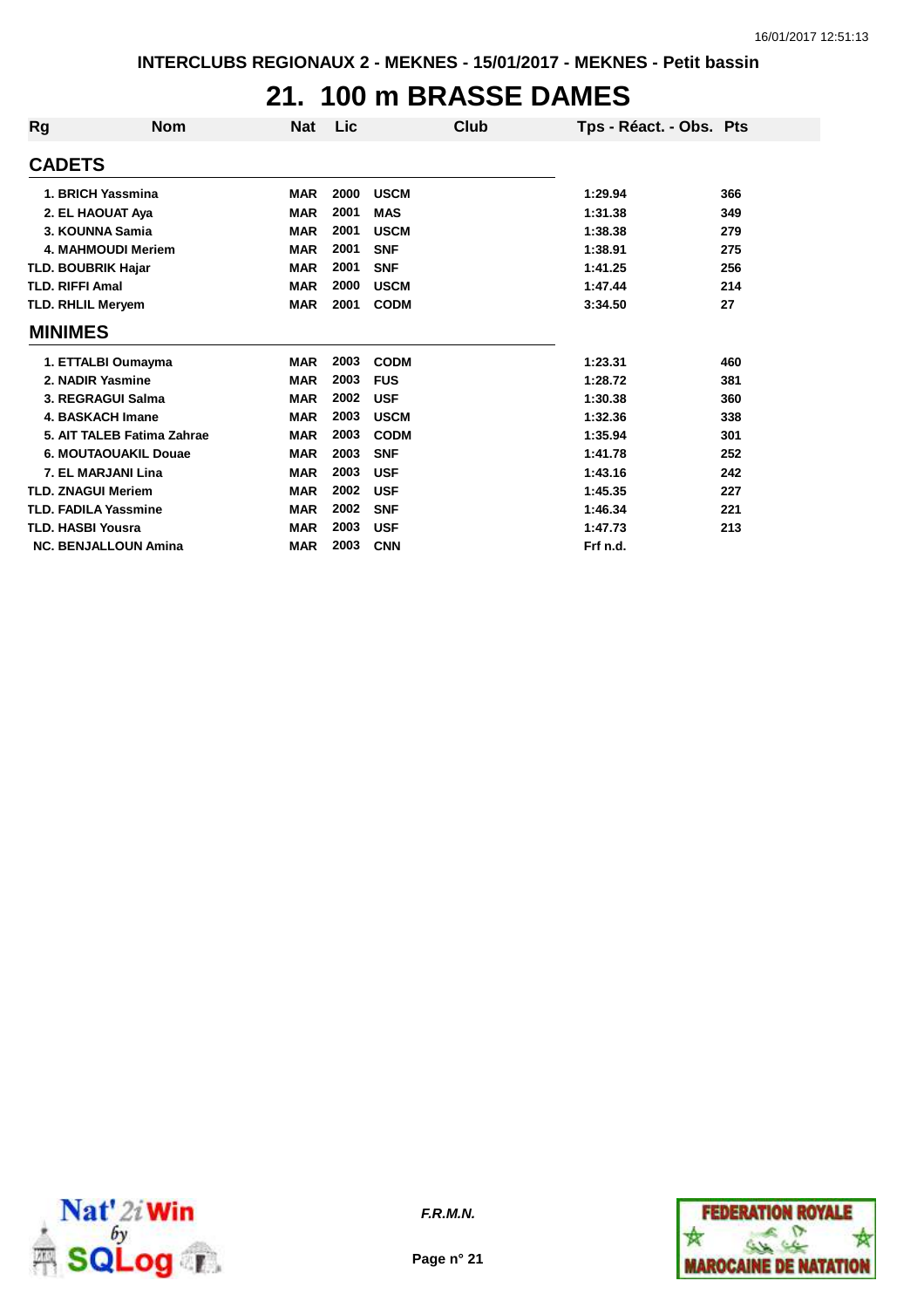# 21. 100 m BRASSE DAMES

| Rg | Nom | Nat | Lic | Club | Tps - Réact. - Obs. | Pts |
|---|---|---|---|---|---|---|
| **CADETS** | | | | | | |
| 1. | BRICH Yassmina | MAR | 2000 | USCM | 1:29.94 | 366 |
| 2. | EL HAOUAT Aya | MAR | 2001 | MAS | 1:31.38 | 349 |
| 3. | KOUNNA Samia | MAR | 2001 | USCM | 1:38.38 | 279 |
| 4. | MAHMOUDI Meriem | MAR | 2001 | SNF | 1:38.91 | 275 |
| TLD. | BOUBRIK Hajar | MAR | 2001 | SNF | 1:41.25 | 256 |
| TLD. | RIFFI Amal | MAR | 2000 | USCM | 1:47.44 | 214 |
| TLD. | RHLIL Meryem | MAR | 2001 | CODM | 3:34.50 | 27 |
| **MINIMES** | | | | | | |
| 1. | ETTALBI Oumayma | MAR | 2003 | CODM | 1:23.31 | 460 |
| 2. | NADIR Yasmine | MAR | 2003 | FUS | 1:28.72 | 381 |
| 3. | REGRAGUI Salma | MAR | 2002 | USF | 1:30.38 | 360 |
| 4. | BASKACH Imane | MAR | 2003 | USCM | 1:32.36 | 338 |
| 5. | AIT TALEB Fatima Zahrae | MAR | 2003 | CODM | 1:35.94 | 301 |
| 6. | MOUTAOUAKIL Douae | MAR | 2003 | SNF | 1:41.78 | 252 |
| 7. | EL MARJANI Lina | MAR | 2003 | USF | 1:43.16 | 242 |
| TLD. | ZNAGUI Meriem | MAR | 2002 | USF | 1:45.35 | 227 |
| TLD. | FADILA Yassmine | MAR | 2002 | SNF | 1:46.34 | 221 |
| TLD. | HASBI Yousra | MAR | 2003 | USF | 1:47.73 | 213 |
| NC. | BENJALLOUN Amina | MAR | 2003 | CNN | Frf n.d. | |

*F.R.M.N.*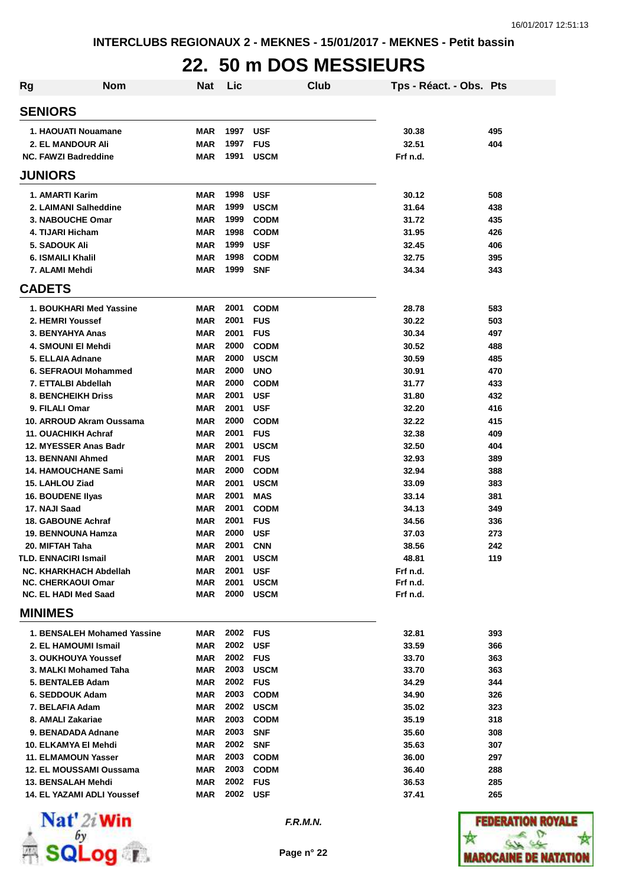# 22. 50 m DOS MESSIEURS

| Rg | Nom | Nat | Lic | Club | Tps - Réact. - Obs. | Pts |
|---|---|---|---|---|---|---|
| **SENIORS** | | | | | | |
| 1. | HAOUATI Nouamane | MAR | 1997 | USF | 30.38 | 495 |
| 2. | EL MANDOUR Ali | MAR | 1997 | FUS | 32.51 | 404 |
| NC. | FAWZI Badreddine | MAR | 1991 | USCM | Frf n.d. | |
| **JUNIORS** | | | | | | |
| 1. | AMARTI Karim | MAR | 1998 | USF | 30.12 | 508 |
| 2. | LAIMANI Salheddine | MAR | 1999 | USCM | 31.64 | 438 |
| 3. | NABOUCHE Omar | MAR | 1999 | CODM | 31.72 | 435 |
| 4. | TIJARI Hicham | MAR | 1998 | CODM | 31.95 | 426 |
| 5. | SADOUK Ali | MAR | 1999 | USF | 32.45 | 406 |
| 6. | ISMAILI Khalil | MAR | 1998 | CODM | 32.75 | 395 |
| 7. | ALAMI Mehdi | MAR | 1999 | SNF | 34.34 | 343 |
| **CADETS** | | | | | | |
| 1. | BOUKHARI Med Yassine | MAR | 2001 | CODM | 28.78 | 583 |
| 2. | HEMRI Youssef | MAR | 2001 | FUS | 30.22 | 503 |
| 3. | BENYAHYA Anas | MAR | 2001 | FUS | 30.34 | 497 |
| 4. | SMOUNI El Mehdi | MAR | 2000 | CODM | 30.52 | 488 |
| 5. | ELLAIA Adnane | MAR | 2000 | USCM | 30.59 | 485 |
| 6. | SEFRAOUI Mohammed | MAR | 2000 | UNO | 30.91 | 470 |
| 7. | ETTALBI Abdellah | MAR | 2000 | CODM | 31.77 | 433 |
| 8. | BENCHEIKH Driss | MAR | 2001 | USF | 31.80 | 432 |
| 9. | FILALI Omar | MAR | 2001 | USF | 32.20 | 416 |
| 10. | ARROUD Akram Oussama | MAR | 2000 | CODM | 32.22 | 415 |
| 11. | OUACHIKH Achraf | MAR | 2001 | FUS | 32.38 | 409 |
| 12. | MYESSER Anas Badr | MAR | 2001 | USCM | 32.50 | 404 |
| 13. | BENNANI Ahmed | MAR | 2001 | FUS | 32.93 | 389 |
| 14. | HAMOUCHANE Sami | MAR | 2000 | CODM | 32.94 | 388 |
| 15. | LAHLOU Ziad | MAR | 2001 | USCM | 33.09 | 383 |
| 16. | BOUDENE Ilyas | MAR | 2001 | MAS | 33.14 | 381 |
| 17. | NAJI Saad | MAR | 2001 | CODM | 34.13 | 349 |
| 18. | GABOUNE Achraf | MAR | 2001 | FUS | 34.56 | 336 |
| 19. | BENNOUNA Hamza | MAR | 2000 | USF | 37.03 | 273 |
| 20. | MIFTAH Taha | MAR | 2001 | CNN | 38.56 | 242 |
| TLD. | ENNACIRI Ismail | MAR | 2001 | USCM | 48.81 | 119 |
| NC. | KHARKHACH Abdellah | MAR | 2001 | USF | Frf n.d. | |
| NC. | CHERKAOUI Omar | MAR | 2001 | USCM | Frf n.d. | |
| NC. | EL HADI Med Saad | MAR | 2000 | USCM | Frf n.d. | |
| **MINIMES** | | | | | | |
| 1. | BENSALEH Mohamed Yassine | MAR | 2002 | FUS | 32.81 | 393 |
| 2. | EL HAMOUMI Ismail | MAR | 2002 | USF | 33.59 | 366 |
| 3. | OUKHOUYA Youssef | MAR | 2002 | FUS | 33.70 | 363 |
| 3. | MALKI Mohamed Taha | MAR | 2003 | USCM | 33.70 | 363 |
| 5. | BENTALEB Adam | MAR | 2002 | FUS | 34.29 | 344 |
| 6. | SEDDOUK Adam | MAR | 2003 | CODM | 34.90 | 326 |
| 7. | BELAFIA Adam | MAR | 2002 | USCM | 35.02 | 323 |
| 8. | AMALI Zakariae | MAR | 2003 | CODM | 35.19 | 318 |
| 9. | BENADADA Adnane | MAR | 2003 | SNF | 35.60 | 308 |
| 10. | ELKAMYA El Mehdi | MAR | 2002 | SNF | 35.63 | 307 |
| 11. | ELMAMOUN Yasser | MAR | 2003 | CODM | 36.00 | 297 |
| 12. | EL MOUSSAMI Oussama | MAR | 2003 | CODM | 36.40 | 288 |
| 13. | BENSALAH Mehdi | MAR | 2002 | FUS | 36.53 | 285 |
| 14. | EL YAZAMI ADLI Youssef | MAR | 2002 | USF | 37.41 | 265 |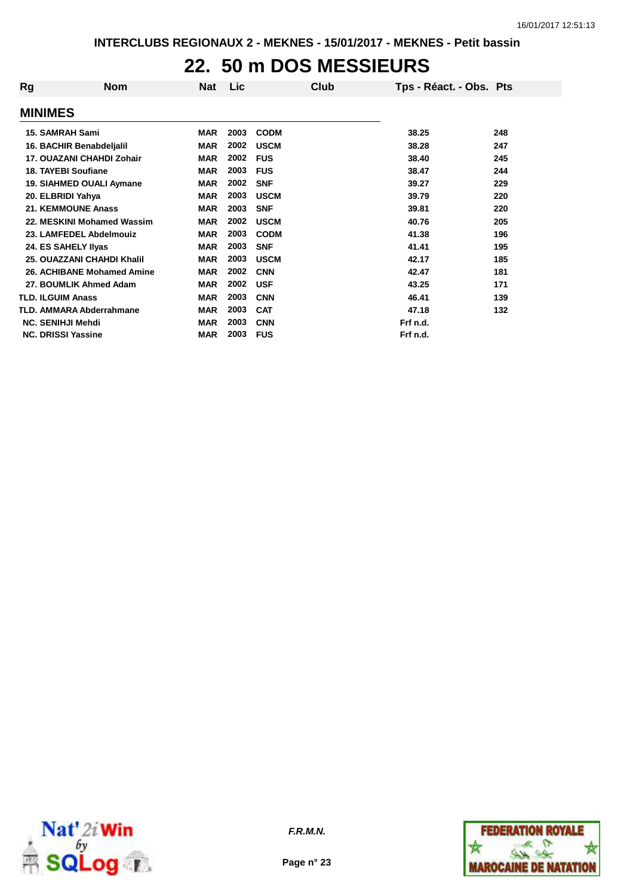# 22. 50 m DOS MESSIEURS

| Rg | Nom | Nat | Lic | Club | Tps - Réact. - Obs. | Pts |
|---|---|---|---|---|---|---|

## MINIMES

| Rg | Nom | Nat | Lic | Club | Tps - Réact. - Obs. | Pts |
|---|---|---|---|---|---|---|
| 15. | SAMRAH Sami | MAR | 2003 | CODM | 38.25 | 248 |
| 16. | BACHIR Benabdeljalil | MAR | 2002 | USCM | 38.28 | 247 |
| 17. | OUAZANI CHAHDI Zohair | MAR | 2002 | FUS | 38.40 | 245 |
| 18. | TAYEBI Soufiane | MAR | 2003 | FUS | 38.47 | 244 |
| 19. | SIAHMED OUALI Aymane | MAR | 2002 | SNF | 39.27 | 229 |
| 20. | ELBRIDI Yahya | MAR | 2003 | USCM | 39.79 | 220 |
| 21. | KEMMOUNE Anass | MAR | 2003 | SNF | 39.81 | 220 |
| 22. | MESKINI Mohamed Wassim | MAR | 2002 | USCM | 40.76 | 205 |
| 23. | LAMFEDEL Abdelmouiz | MAR | 2003 | CODM | 41.38 | 196 |
| 24. | ES SAHELY Ilyas | MAR | 2003 | SNF | 41.41 | 195 |
| 25. | OUAZZANI CHAHDI Khalil | MAR | 2003 | USCM | 42.17 | 185 |
| 26. | ACHIBANE Mohamed Amine | MAR | 2002 | CNN | 42.47 | 181 |
| 27. | BOUMLIK Ahmed Adam | MAR | 2002 | USF | 43.25 | 171 |
| TLD. | ILGUIM Anass | MAR | 2003 | CNN | 46.41 | 139 |
| TLD. | AMMARA Abderrahmane | MAR | 2003 | CAT | 47.18 | 132 |
| NC. | SENIHJI Mehdi | MAR | 2003 | CNN | Frf n.d. | |
| NC. | DRISSI Yassine | MAR | 2003 | FUS | Frf n.d. | |

*F.R.M.N.*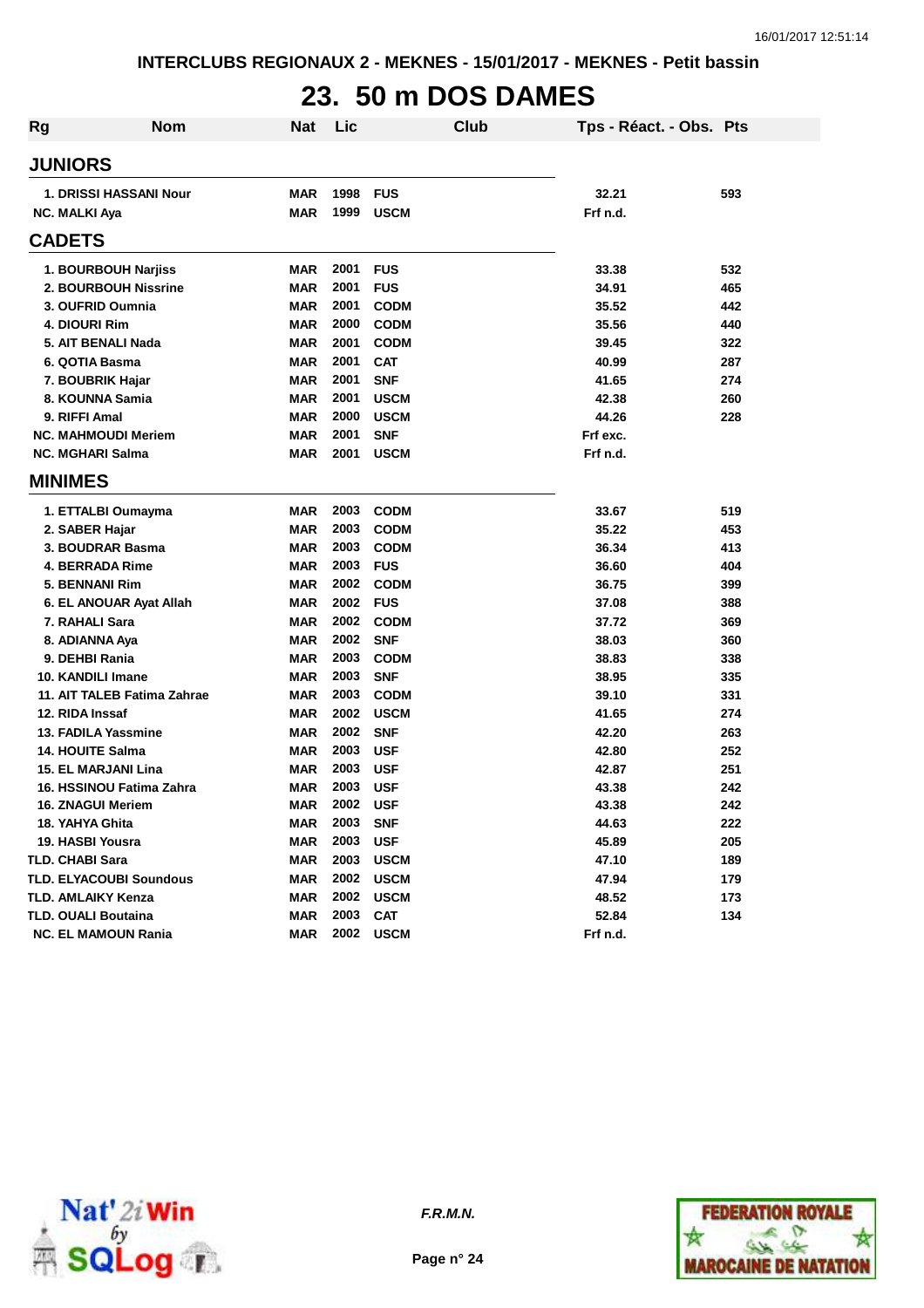INTERCLUBS REGIONAUX 2 - MEKNES - 15/01/2017 - MEKNES - Petit bassin

# 23. 50 m DOS DAMES

| Rg | Nom | Nat | Lic | Club | Tps - Réact. - Obs. | Pts |
|---|---|---|---|---|---|---|
| **JUNIORS** | | | | | | |
| 1. | DRISSI HASSANI Nour | MAR | 1998 | FUS | 32.21 | 593 |
| NC. | MALKI Aya | MAR | 1999 | USCM | Frf n.d. | |
| **CADETS** | | | | | | |
| 1. | BOURBOUH Narjiss | MAR | 2001 | FUS | 33.38 | 532 |
| 2. | BOURBOUH Nissrine | MAR | 2001 | FUS | 34.91 | 465 |
| 3. | OUFRID Oumnia | MAR | 2001 | CODM | 35.52 | 442 |
| 4. | DIOURI Rim | MAR | 2000 | CODM | 35.56 | 440 |
| 5. | AIT BENALI Nada | MAR | 2001 | CODM | 39.45 | 322 |
| 6. | QOTIA Basma | MAR | 2001 | CAT | 40.99 | 287 |
| 7. | BOUBRIK Hajar | MAR | 2001 | SNF | 41.65 | 274 |
| 8. | KOUNNA Samia | MAR | 2001 | USCM | 42.38 | 260 |
| 9. | RIFFI Amal | MAR | 2000 | USCM | 44.26 | 228 |
| NC. | MAHMOUDI Meriem | MAR | 2001 | SNF | Frf exc. | |
| NC. | MGHARI Salma | MAR | 2001 | USCM | Frf n.d. | |
| **MINIMES** | | | | | | |
| 1. | ETTALBI Oumayma | MAR | 2003 | CODM | 33.67 | 519 |
| 2. | SABER Hajar | MAR | 2003 | CODM | 35.22 | 453 |
| 3. | BOUDRAR Basma | MAR | 2003 | CODM | 36.34 | 413 |
| 4. | BERRADA Rime | MAR | 2003 | FUS | 36.60 | 404 |
| 5. | BENNANI Rim | MAR | 2002 | CODM | 36.75 | 399 |
| 6. | EL ANOUAR Ayat Allah | MAR | 2002 | FUS | 37.08 | 388 |
| 7. | RAHALI Sara | MAR | 2002 | CODM | 37.72 | 369 |
| 8. | ADIANNA Aya | MAR | 2002 | SNF | 38.03 | 360 |
| 9. | DEHBI Rania | MAR | 2003 | CODM | 38.83 | 338 |
| 10. | KANDILI Imane | MAR | 2003 | SNF | 38.95 | 335 |
| 11. | AIT TALEB Fatima Zahrae | MAR | 2003 | CODM | 39.10 | 331 |
| 12. | RIDA Inssaf | MAR | 2002 | USCM | 41.65 | 274 |
| 13. | FADILA Yassmine | MAR | 2002 | SNF | 42.20 | 263 |
| 14. | HOUITE Salma | MAR | 2003 | USF | 42.80 | 252 |
| 15. | EL MARJANI Lina | MAR | 2003 | USF | 42.87 | 251 |
| 16. | HSSINOU Fatima Zahra | MAR | 2003 | USF | 43.38 | 242 |
| 16. | ZNAGUI Meriem | MAR | 2002 | USF | 43.38 | 242 |
| 18. | YAHYA Ghita | MAR | 2003 | SNF | 44.63 | 222 |
| 19. | HASBI Yousra | MAR | 2003 | USF | 45.89 | 205 |
| TLD. | CHABI Sara | MAR | 2003 | USCM | 47.10 | 189 |
| TLD. | ELYACOUBI Soundous | MAR | 2002 | USCM | 47.94 | 179 |
| TLD. | AMLAIKY Kenza | MAR | 2002 | USCM | 48.52 | 173 |
| TLD. | OUALI Boutaina | MAR | 2003 | CAT | 52.84 | 134 |
| NC. | EL MAMOUN Rania | MAR | 2002 | USCM | Frf n.d. | |

*F.R.M.N.*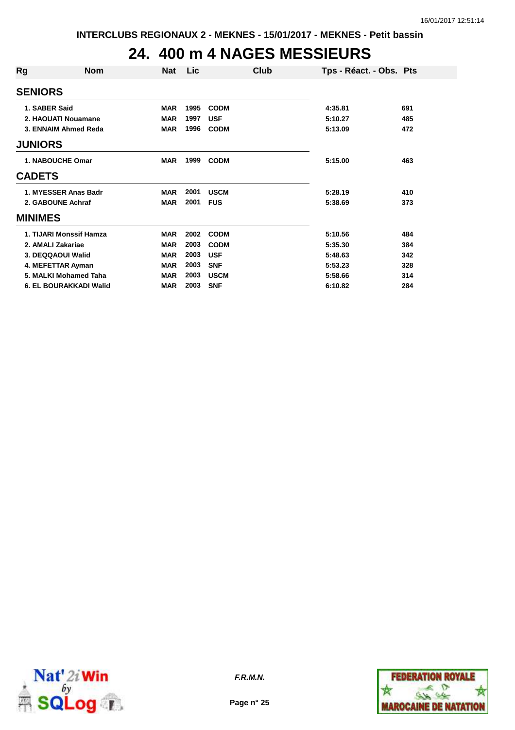# 24. 400 m 4 NAGES MESSIEURS

| Rg | Nom | Nat | Lic | Club | Tps - Réact. - Obs. | Pts |
|---|---|---|---|---|---|---|
| **SENIORS** | | | | | | |
| 1. | SABER Said | MAR | 1995 | CODM | 4:35.81 | 691 |
| 2. | HAOUATI Nouamane | MAR | 1997 | USF | 5:10.27 | 485 |
| 3. | ENNAIM Ahmed Reda | MAR | 1996 | CODM | 5:13.09 | 472 |
| **JUNIORS** | | | | | | |
| 1. | NABOUCHE Omar | MAR | 1999 | CODM | 5:15.00 | 463 |
| **CADETS** | | | | | | |
| 1. | MYESSER Anas Badr | MAR | 2001 | USCM | 5:28.19 | 410 |
| 2. | GABOUNE Achraf | MAR | 2001 | FUS | 5:38.69 | 373 |
| **MINIMES** | | | | | | |
| 1. | TIJARI Monssif Hamza | MAR | 2002 | CODM | 5:10.56 | 484 |
| 2. | AMALI Zakariae | MAR | 2003 | CODM | 5:35.30 | 384 |
| 3. | DEQQAOUI Walid | MAR | 2003 | USF | 5:48.63 | 342 |
| 4. | MEFETTAR Ayman | MAR | 2003 | SNF | 5:53.23 | 328 |
| 5. | MALKI Mohamed Taha | MAR | 2003 | USCM | 5:58.66 | 314 |
| 6. | EL BOURAKKADI Walid | MAR | 2003 | SNF | 6:10.82 | 284 |

*F.R.M.N.*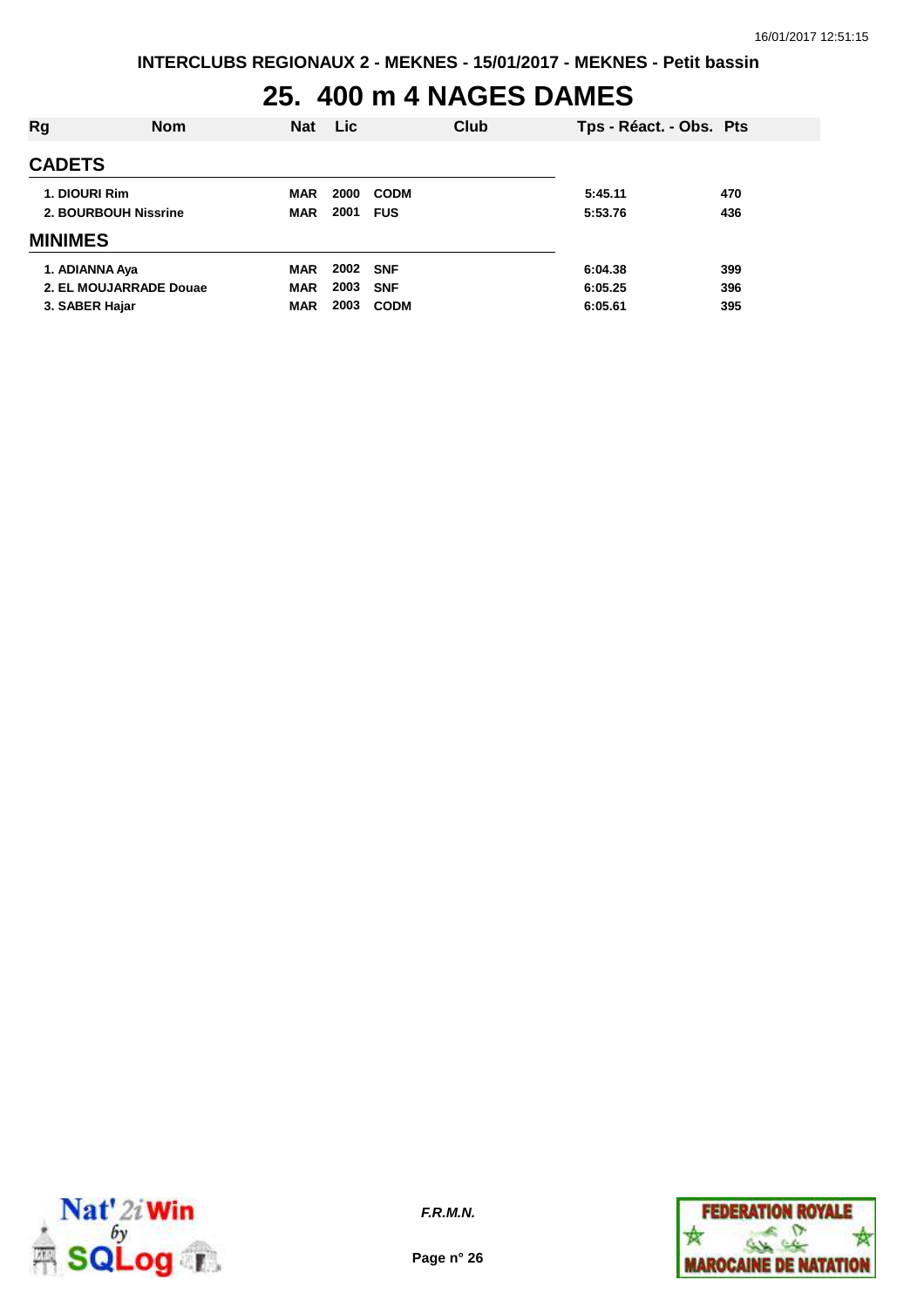INTERCLUBS REGIONAUX 2 - MEKNES - 15/01/2017 - MEKNES - Petit bassin

# 25. 400 m 4 NAGES DAMES

| Rg | Nom | Nat | Lic | Club | Tps - Réact. - Obs. | Pts |
|---|---|---|---|---|---|---|
| **CADETS** | | | | | | |
| 1. | DIOURI Rim | MAR | 2000 | CODM | 5:45.11 | 470 |
| 2. | BOURBOUH Nissrine | MAR | 2001 | FUS | 5:53.76 | 436 |
| **MINIMES** | | | | | | |
| 1. | ADIANNA Aya | MAR | 2002 | SNF | 6:04.38 | 399 |
| 2. | EL MOUJARRADE Douae | MAR | 2003 | SNF | 6:05.25 | 396 |
| 3. | SABER Hajar | MAR | 2003 | CODM | 6:05.61 | 395 |

*F.R.M.N.*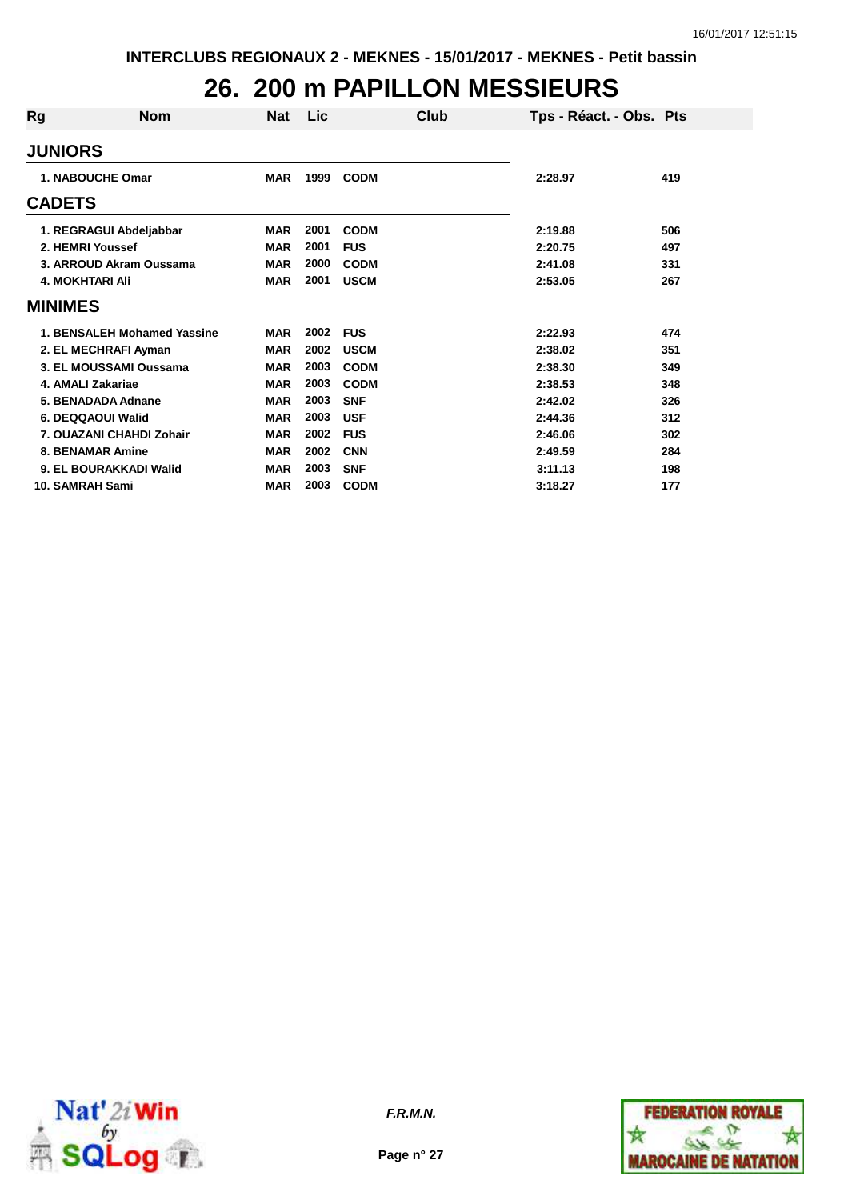INTERCLUBS REGIONAUX 2 - MEKNES - 15/01/2017 - MEKNES - Petit bassin

# 26. 200 m PAPILLON MESSIEURS

| Rg | Nom | Nat | Lic | Club | Tps - Réact. - Obs. | Pts |
|---|---|---|---|---|---|---|
| **JUNIORS** | | | | | | |
| 1. | NABOUCHE Omar | MAR | 1999 | CODM | 2:28.97 | 419 |
| **CADETS** | | | | | | |
| 1. | REGRAGUI Abdeljabbar | MAR | 2001 | CODM | 2:19.88 | 506 |
| 2. | HEMRI Youssef | MAR | 2001 | FUS | 2:20.75 | 497 |
| 3. | ARROUD Akram Oussama | MAR | 2000 | CODM | 2:41.08 | 331 |
| 4. | MOKHTARI Ali | MAR | 2001 | USCM | 2:53.05 | 267 |
| **MINIMES** | | | | | | |
| 1. | BENSALEH Mohamed Yassine | MAR | 2002 | FUS | 2:22.93 | 474 |
| 2. | EL MECHRAFI Ayman | MAR | 2002 | USCM | 2:38.02 | 351 |
| 3. | EL MOUSSAMI Oussama | MAR | 2003 | CODM | 2:38.30 | 349 |
| 4. | AMALI Zakariae | MAR | 2003 | CODM | 2:38.53 | 348 |
| 5. | BENADADA Adnane | MAR | 2003 | SNF | 2:42.02 | 326 |
| 6. | DEQQAOUI Walid | MAR | 2003 | USF | 2:44.36 | 312 |
| 7. | OUAZANI CHAHDI Zohair | MAR | 2002 | FUS | 2:46.06 | 302 |
| 8. | BENAMAR Amine | MAR | 2002 | CNN | 2:49.59 | 284 |
| 9. | EL BOURAKKADI Walid | MAR | 2003 | SNF | 3:11.13 | 198 |
| 10. | SAMRAH Sami | MAR | 2003 | CODM | 3:18.27 | 177 |

*F.R.M.N.*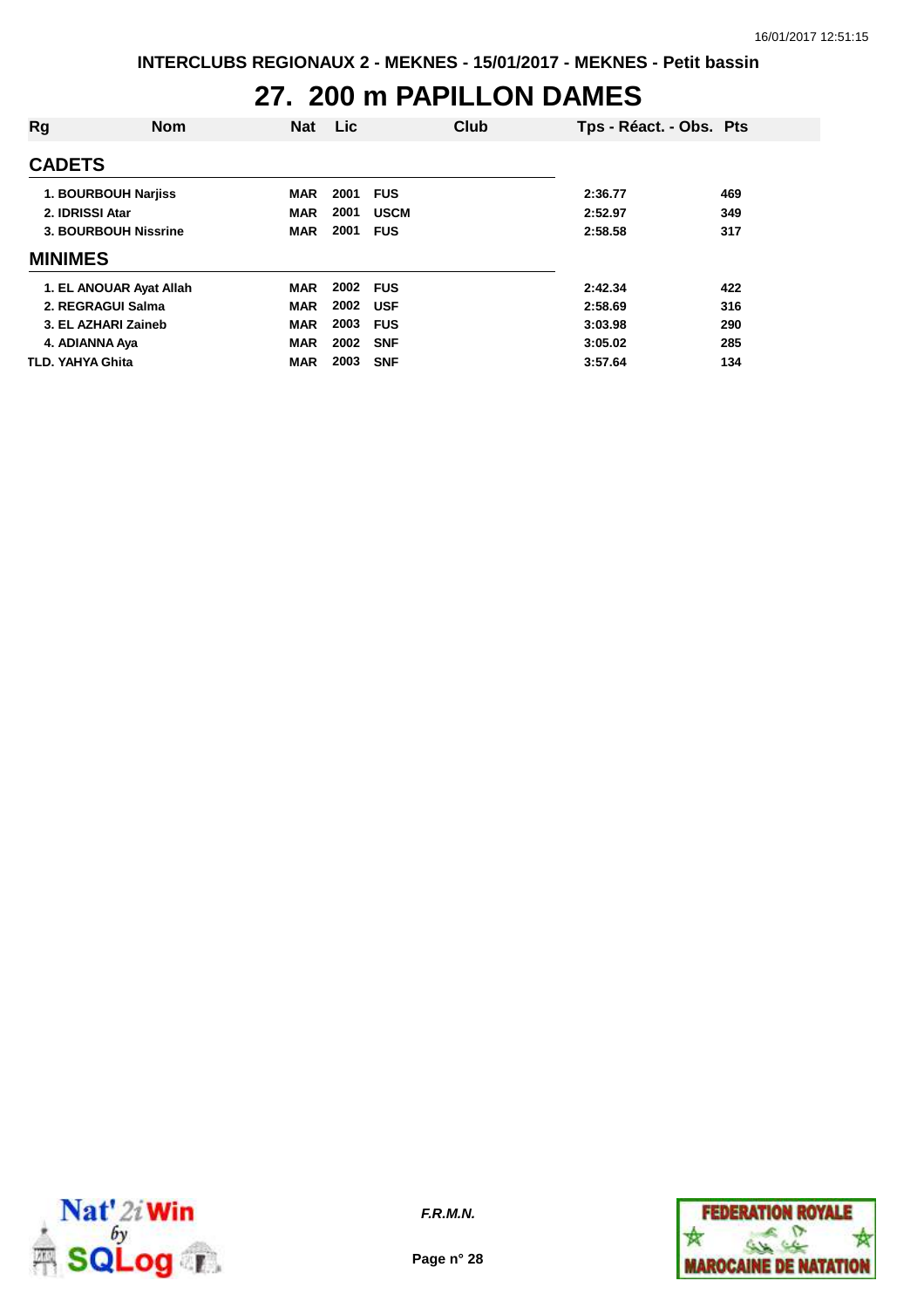INTERCLUBS REGIONAUX 2 - MEKNES - 15/01/2017 - MEKNES - Petit bassin

# 27. 200 m PAPILLON DAMES

| Rg | Nom | Nat | Lic | Club | Tps - Réact. - Obs. | Pts |
|---|---|---|---|---|---|---|
| **CADETS** | | | | | | |
| 1. | BOURBOUH Narjiss | MAR | 2001 | FUS | 2:36.77 | 469 |
| 2. | IDRISSI Atar | MAR | 2001 | USCM | 2:52.97 | 349 |
| 3. | BOURBOUH Nissrine | MAR | 2001 | FUS | 2:58.58 | 317 |
| **MINIMES** | | | | | | |
| 1. | EL ANOUAR Ayat Allah | MAR | 2002 | FUS | 2:42.34 | 422 |
| 2. | REGRAGUI Salma | MAR | 2002 | USF | 2:58.69 | 316 |
| 3. | EL AZHARI Zaineb | MAR | 2003 | FUS | 3:03.98 | 290 |
| 4. | ADIANNA Aya | MAR | 2002 | SNF | 3:05.02 | 285 |
| TLD. | YAHYA Ghita | MAR | 2003 | SNF | 3:57.64 | 134 |

*F.R.M.N.*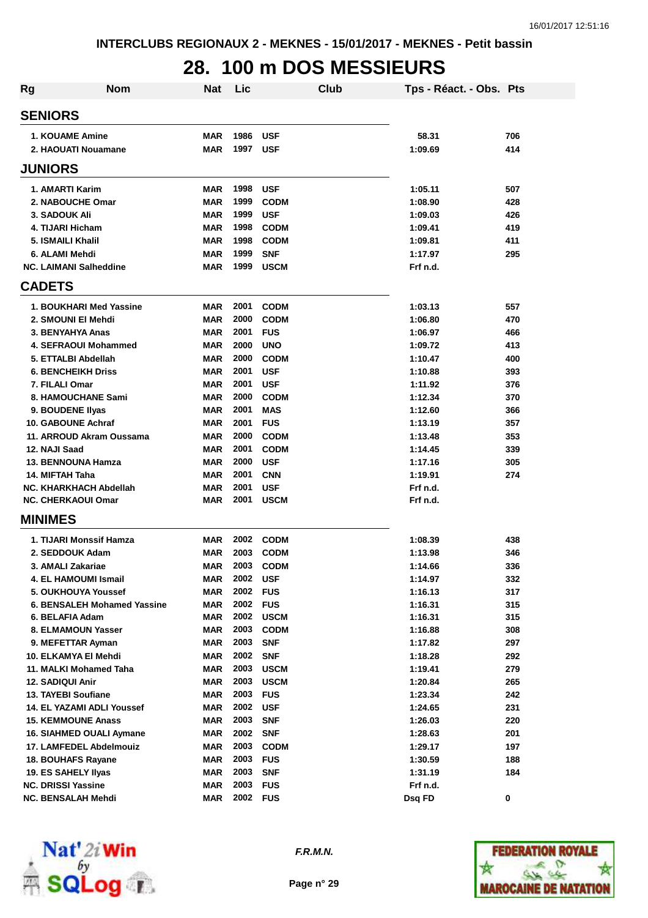INTERCLUBS REGIONAUX 2 - MEKNES - 15/01/2017 - MEKNES - Petit bassin

# 28. 100 m DOS MESSIEURS

| Rg | Nom | Nat | Lic | Club | Tps - Réact. - Obs. | Pts |
|---|---|---|---|---|---|---|
| **SENIORS** | | | | | | |
| 1. | KOUAME Amine | MAR | 1986 | USF | 58.31 | 706 |
| 2. | HAOUATI Nouamane | MAR | 1997 | USF | 1:09.69 | 414 |
| **JUNIORS** | | | | | | |
| 1. | AMARTI Karim | MAR | 1998 | USF | 1:05.11 | 507 |
| 2. | NABOUCHE Omar | MAR | 1999 | CODM | 1:08.90 | 428 |
| 3. | SADOUK Ali | MAR | 1999 | USF | 1:09.03 | 426 |
| 4. | TIJARI Hicham | MAR | 1998 | CODM | 1:09.41 | 419 |
| 5. | ISMAILI Khalil | MAR | 1998 | CODM | 1:09.81 | 411 |
| 6. | ALAMI Mehdi | MAR | 1999 | SNF | 1:17.97 | 295 |
| NC. | LAIMANI Salheddine | MAR | 1999 | USCM | Frf n.d. | |
| **CADETS** | | | | | | |
| 1. | BOUKHARI Med Yassine | MAR | 2001 | CODM | 1:03.13 | 557 |
| 2. | SMOUNI El Mehdi | MAR | 2000 | CODM | 1:06.80 | 470 |
| 3. | BENYAHYA Anas | MAR | 2001 | FUS | 1:06.97 | 466 |
| 4. | SEFRAOUI Mohammed | MAR | 2000 | UNO | 1:09.72 | 413 |
| 5. | ETTALBI Abdellah | MAR | 2000 | CODM | 1:10.47 | 400 |
| 6. | BENCHEIKH Driss | MAR | 2001 | USF | 1:10.88 | 393 |
| 7. | FILALI Omar | MAR | 2001 | USF | 1:11.92 | 376 |
| 8. | HAMOUCHANE Sami | MAR | 2000 | CODM | 1:12.34 | 370 |
| 9. | BOUDENE Ilyas | MAR | 2001 | MAS | 1:12.60 | 366 |
| 10. | GABOUNE Achraf | MAR | 2001 | FUS | 1:13.19 | 357 |
| 11. | ARROUD Akram Oussama | MAR | 2000 | CODM | 1:13.48 | 353 |
| 12. | NAJI Saad | MAR | 2001 | CODM | 1:14.45 | 339 |
| 13. | BENNOUNA Hamza | MAR | 2000 | USF | 1:17.16 | 305 |
| 14. | MIFTAH Taha | MAR | 2001 | CNN | 1:19.91 | 274 |
| NC. | KHARKHACH Abdellah | MAR | 2001 | USF | Frf n.d. | |
| NC. | CHERKAOUI Omar | MAR | 2001 | USCM | Frf n.d. | |
| **MINIMES** | | | | | | |
| 1. | TIJARI Monssif Hamza | MAR | 2002 | CODM | 1:08.39 | 438 |
| 2. | SEDDOUK Adam | MAR | 2003 | CODM | 1:13.98 | 346 |
| 3. | AMALI Zakariae | MAR | 2003 | CODM | 1:14.66 | 336 |
| 4. | EL HAMOUMI Ismail | MAR | 2002 | USF | 1:14.97 | 332 |
| 5. | OUKHOUYA Youssef | MAR | 2002 | FUS | 1:16.13 | 317 |
| 6. | BENSALEH Mohamed Yassine | MAR | 2002 | FUS | 1:16.31 | 315 |
| 6. | BELAFIA Adam | MAR | 2002 | USCM | 1:16.31 | 315 |
| 8. | ELMAMOUN Yasser | MAR | 2003 | CODM | 1:16.88 | 308 |
| 9. | MEFETTAR Ayman | MAR | 2003 | SNF | 1:17.82 | 297 |
| 10. | ELKAMYA El Mehdi | MAR | 2002 | SNF | 1:18.28 | 292 |
| 11. | MALKI Mohamed Taha | MAR | 2003 | USCM | 1:19.41 | 279 |
| 12. | SADIQUI Anir | MAR | 2003 | USCM | 1:20.84 | 265 |
| 13. | TAYEBI Soufiane | MAR | 2003 | FUS | 1:23.34 | 242 |
| 14. | EL YAZAMI ADLI Youssef | MAR | 2002 | USF | 1:24.65 | 231 |
| 15. | KEMMOUNE Anass | MAR | 2003 | SNF | 1:26.03 | 220 |
| 16. | SIAHMED OUALI Aymane | MAR | 2002 | SNF | 1:28.63 | 201 |
| 17. | LAMFEDEL Abdelmouiz | MAR | 2003 | CODM | 1:29.17 | 197 |
| 18. | BOUHAFS Rayane | MAR | 2003 | FUS | 1:30.59 | 188 |
| 19. | ES SAHELY Ilyas | MAR | 2003 | SNF | 1:31.19 | 184 |
| NC. | DRISSI Yassine | MAR | 2003 | FUS | Frf n.d. | |
| NC. | BENSALAH Mehdi | MAR | 2002 | FUS | Dsq FD | 0 |

*F.R.M.N.*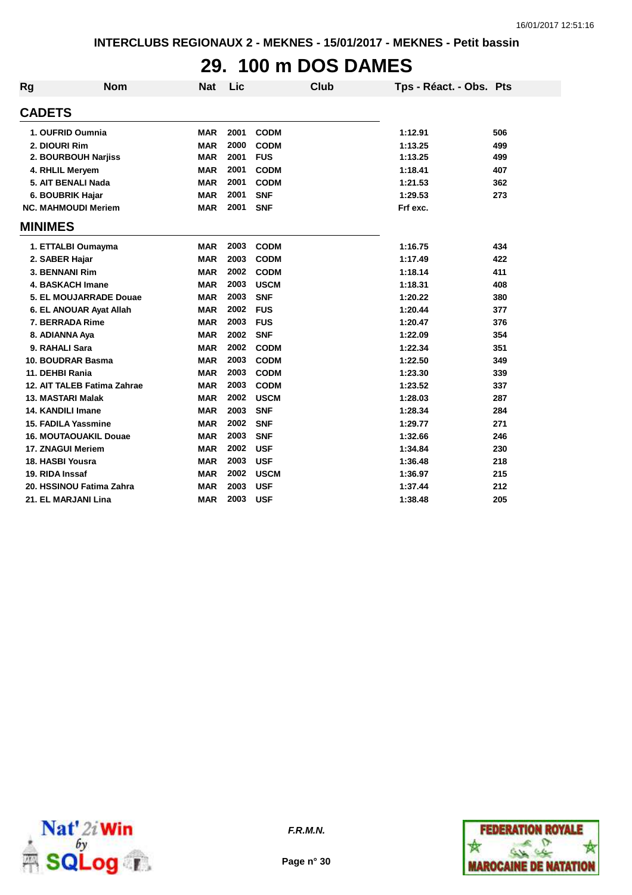INTERCLUBS REGIONAUX 2 - MEKNES - 15/01/2017 - MEKNES - Petit bassin

# 29. 100 m DOS DAMES

| Rg | Nom | Nat | Lic | Club | Tps - Réact. - Obs. | Pts |
|---|---|---|---|---|---|---|
| **CADETS** | | | | | | |
| 1. | OUFRID Oumnia | MAR | 2001 | CODM | 1:12.91 | 506 |
| 2. | DIOURI Rim | MAR | 2000 | CODM | 1:13.25 | 499 |
| 2. | BOURBOUH Narjiss | MAR | 2001 | FUS | 1:13.25 | 499 |
| 4. | RHLIL Meryem | MAR | 2001 | CODM | 1:18.41 | 407 |
| 5. | AIT BENALI Nada | MAR | 2001 | CODM | 1:21.53 | 362 |
| 6. | BOUBRIK Hajar | MAR | 2001 | SNF | 1:29.53 | 273 |
| NC. | MAHMOUDI Meriem | MAR | 2001 | SNF | Frf exc. | |
| **MINIMES** | | | | | | |
| 1. | ETTALBI Oumayma | MAR | 2003 | CODM | 1:16.75 | 434 |
| 2. | SABER Hajar | MAR | 2003 | CODM | 1:17.49 | 422 |
| 3. | BENNANI Rim | MAR | 2002 | CODM | 1:18.14 | 411 |
| 4. | BASKACH Imane | MAR | 2003 | USCM | 1:18.31 | 408 |
| 5. | EL MOUJARRADE Douae | MAR | 2003 | SNF | 1:20.22 | 380 |
| 6. | EL ANOUAR Ayat Allah | MAR | 2002 | FUS | 1:20.44 | 377 |
| 7. | BERRADA Rime | MAR | 2003 | FUS | 1:20.47 | 376 |
| 8. | ADIANNA Aya | MAR | 2002 | SNF | 1:22.09 | 354 |
| 9. | RAHALI Sara | MAR | 2002 | CODM | 1:22.34 | 351 |
| 10. | BOUDRAR Basma | MAR | 2003 | CODM | 1:22.50 | 349 |
| 11. | DEHBI Rania | MAR | 2003 | CODM | 1:23.30 | 339 |
| 12. | AIT TALEB Fatima Zahrae | MAR | 2003 | CODM | 1:23.52 | 337 |
| 13. | MASTARI Malak | MAR | 2002 | USCM | 1:28.03 | 287 |
| 14. | KANDILI Imane | MAR | 2003 | SNF | 1:28.34 | 284 |
| 15. | FADILA Yassmine | MAR | 2002 | SNF | 1:29.77 | 271 |
| 16. | MOUTAOUAKIL Douae | MAR | 2003 | SNF | 1:32.66 | 246 |
| 17. | ZNAGUI Meriem | MAR | 2002 | USF | 1:34.84 | 230 |
| 18. | HASBI Yousra | MAR | 2003 | USF | 1:36.48 | 218 |
| 19. | RIDA Inssaf | MAR | 2002 | USCM | 1:36.97 | 215 |
| 20. | HSSINOU Fatima Zahra | MAR | 2003 | USF | 1:37.44 | 212 |
| 21. | EL MARJANI Lina | MAR | 2003 | USF | 1:38.48 | 205 |

*F.R.M.N.*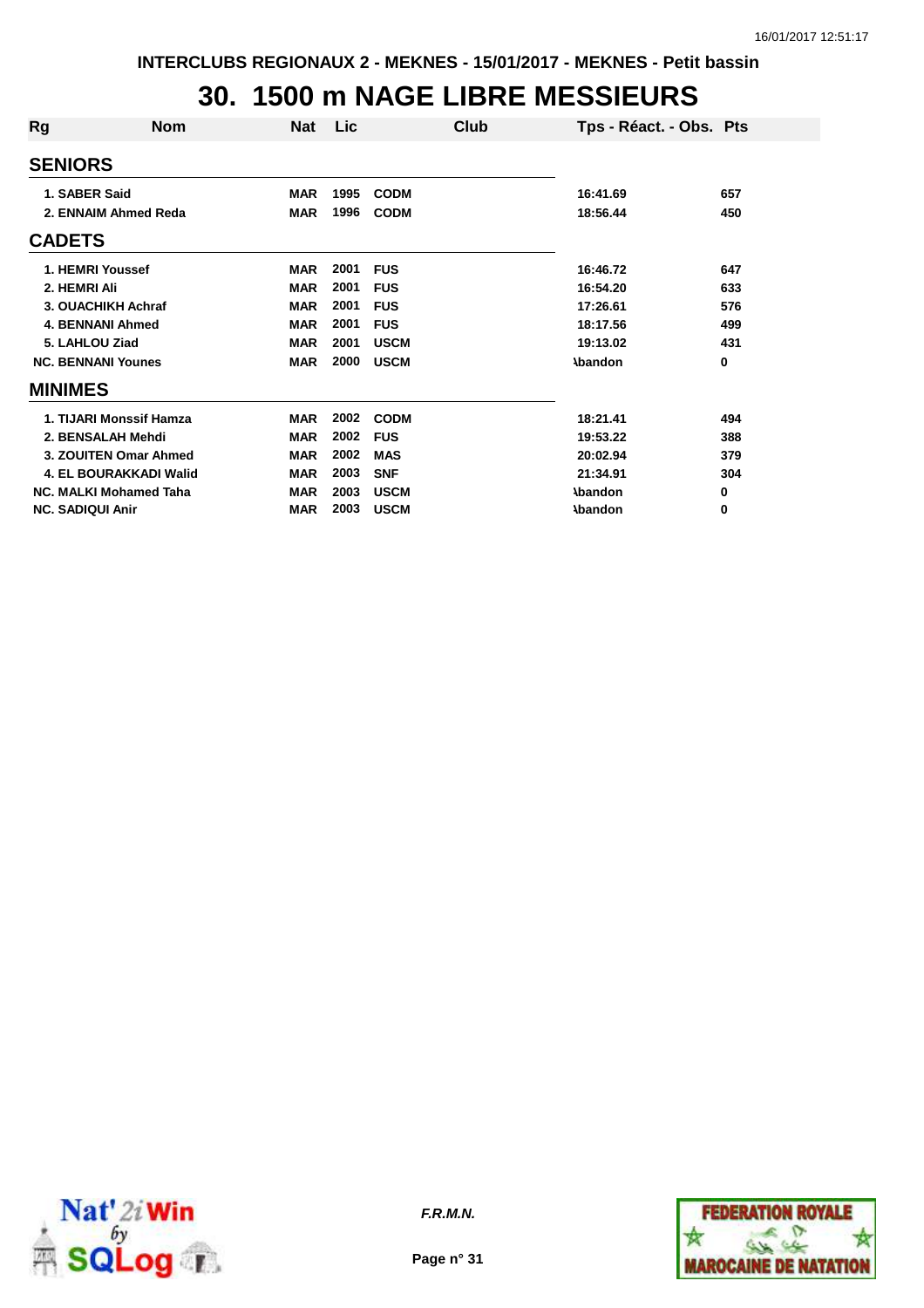INTERCLUBS REGIONAUX 2 - MEKNES - 15/01/2017 - MEKNES - Petit bassin

# 30. 1500 m NAGE LIBRE MESSIEURS

| Rg | Nom | Nat | Lic | Club | Tps - Réact. - Obs. | Pts |
|---|---|---|---|---|---|---|
| **SENIORS** | | | | | | |
| 1. | SABER Said | MAR | 1995 | CODM | 16:41.69 | 657 |
| 2. | ENNAIM Ahmed Reda | MAR | 1996 | CODM | 18:56.44 | 450 |
| **CADETS** | | | | | | |
| 1. | HEMRI Youssef | MAR | 2001 | FUS | 16:46.72 | 647 |
| 2. | HEMRI Ali | MAR | 2001 | FUS | 16:54.20 | 633 |
| 3. | OUACHIKH Achraf | MAR | 2001 | FUS | 17:26.61 | 576 |
| 4. | BENNANI Ahmed | MAR | 2001 | FUS | 18:17.56 | 499 |
| 5. | LAHLOU Ziad | MAR | 2001 | USCM | 19:13.02 | 431 |
| NC. | BENNANI Younes | MAR | 2000 | USCM | Abandon | 0 |
| **MINIMES** | | | | | | |
| 1. | TIJARI Monssif Hamza | MAR | 2002 | CODM | 18:21.41 | 494 |
| 2. | BENSALAH Mehdi | MAR | 2002 | FUS | 19:53.22 | 388 |
| 3. | ZOUITEN Omar Ahmed | MAR | 2002 | MAS | 20:02.94 | 379 |
| 4. | EL BOURAKKADI Walid | MAR | 2003 | SNF | 21:34.91 | 304 |
| NC. | MALKI Mohamed Taha | MAR | 2003 | USCM | Abandon | 0 |
| NC. | SADIQUI Anir | MAR | 2003 | USCM | Abandon | 0 |

*F.R.M.N.*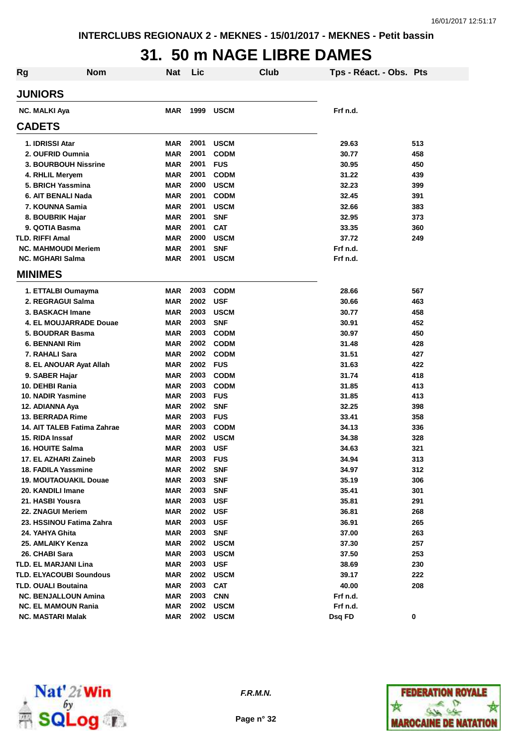INTERCLUBS REGIONAUX 2 - MEKNES - 15/01/2017 - MEKNES - Petit bassin

# 31. 50 m NAGE LIBRE DAMES

| Rg | Nom | Nat | Lic | Club | Tps - Réact. - Obs. | Pts |
|---|---|---|---|---|---|---|
| **JUNIORS** | | | | | | |
| NC. | MALKI Aya | MAR | 1999 | USCM | Frf n.d. | |
| **CADETS** | | | | | | |
| 1. | IDRISSI Atar | MAR | 2001 | USCM | 29.63 | 513 |
| 2. | OUFRID Oumnia | MAR | 2001 | CODM | 30.77 | 458 |
| 3. | BOURBOUH Nissrine | MAR | 2001 | FUS | 30.95 | 450 |
| 4. | RHLIL Meryem | MAR | 2001 | CODM | 31.22 | 439 |
| 5. | BRICH Yassmina | MAR | 2000 | USCM | 32.23 | 399 |
| 6. | AIT BENALI Nada | MAR | 2001 | CODM | 32.45 | 391 |
| 7. | KOUNNA Samia | MAR | 2001 | USCM | 32.66 | 383 |
| 8. | BOUBRIK Hajar | MAR | 2001 | SNF | 32.95 | 373 |
| 9. | QOTIA Basma | MAR | 2001 | CAT | 33.35 | 360 |
| TLD. | RIFFI Amal | MAR | 2000 | USCM | 37.72 | 249 |
| NC. | MAHMOUDI Meriem | MAR | 2001 | SNF | Frf n.d. | |
| NC. | MGHARI Salma | MAR | 2001 | USCM | Frf n.d. | |
| **MINIMES** | | | | | | |
| 1. | ETTALBI Oumayma | MAR | 2003 | CODM | 28.66 | 567 |
| 2. | REGRAGUI Salma | MAR | 2002 | USF | 30.66 | 463 |
| 3. | BASKACH Imane | MAR | 2003 | USCM | 30.77 | 458 |
| 4. | EL MOUJARRADE Douae | MAR | 2003 | SNF | 30.91 | 452 |
| 5. | BOUDRAR Basma | MAR | 2003 | CODM | 30.97 | 450 |
| 6. | BENNANI Rim | MAR | 2002 | CODM | 31.48 | 428 |
| 7. | RAHALI Sara | MAR | 2002 | CODM | 31.51 | 427 |
| 8. | EL ANOUAR Ayat Allah | MAR | 2002 | FUS | 31.63 | 422 |
| 9. | SABER Hajar | MAR | 2003 | CODM | 31.74 | 418 |
| 10. | DEHBI Rania | MAR | 2003 | CODM | 31.85 | 413 |
| 10. | NADIR Yasmine | MAR | 2003 | FUS | 31.85 | 413 |
| 12. | ADIANNA Aya | MAR | 2002 | SNF | 32.25 | 398 |
| 13. | BERRADA Rime | MAR | 2003 | FUS | 33.41 | 358 |
| 14. | AIT TALEB Fatima Zahrae | MAR | 2003 | CODM | 34.13 | 336 |
| 15. | RIDA Inssaf | MAR | 2002 | USCM | 34.38 | 328 |
| 16. | HOUITE Salma | MAR | 2003 | USF | 34.63 | 321 |
| 17. | EL AZHARI Zaineb | MAR | 2003 | FUS | 34.94 | 313 |
| 18. | FADILA Yassmine | MAR | 2002 | SNF | 34.97 | 312 |
| 19. | MOUTAOUAKIL Douae | MAR | 2003 | SNF | 35.19 | 306 |
| 20. | KANDILI Imane | MAR | 2003 | SNF | 35.41 | 301 |
| 21. | HASBI Yousra | MAR | 2003 | USF | 35.81 | 291 |
| 22. | ZNAGUI Meriem | MAR | 2002 | USF | 36.81 | 268 |
| 23. | HSSINOU Fatima Zahra | MAR | 2003 | USF | 36.91 | 265 |
| 24. | YAHYA Ghita | MAR | 2003 | SNF | 37.00 | 263 |
| 25. | AMLAIKY Kenza | MAR | 2002 | USCM | 37.30 | 257 |
| 26. | CHABI Sara | MAR | 2003 | USCM | 37.50 | 253 |
| TLD. | EL MARJANI Lina | MAR | 2003 | USF | 38.69 | 230 |
| TLD. | ELYACOUBI Soundous | MAR | 2002 | USCM | 39.17 | 222 |
| TLD. | OUALI Boutaina | MAR | 2003 | CAT | 40.00 | 208 |
| NC. | BENJALLOUN Amina | MAR | 2003 | CNN | Frf n.d. | |
| NC. | EL MAMOUN Rania | MAR | 2002 | USCM | Frf n.d. | |
| NC. | MASTARI Malak | MAR | 2002 | USCM | Dsq FD | 0 |

*F.R.M.N.*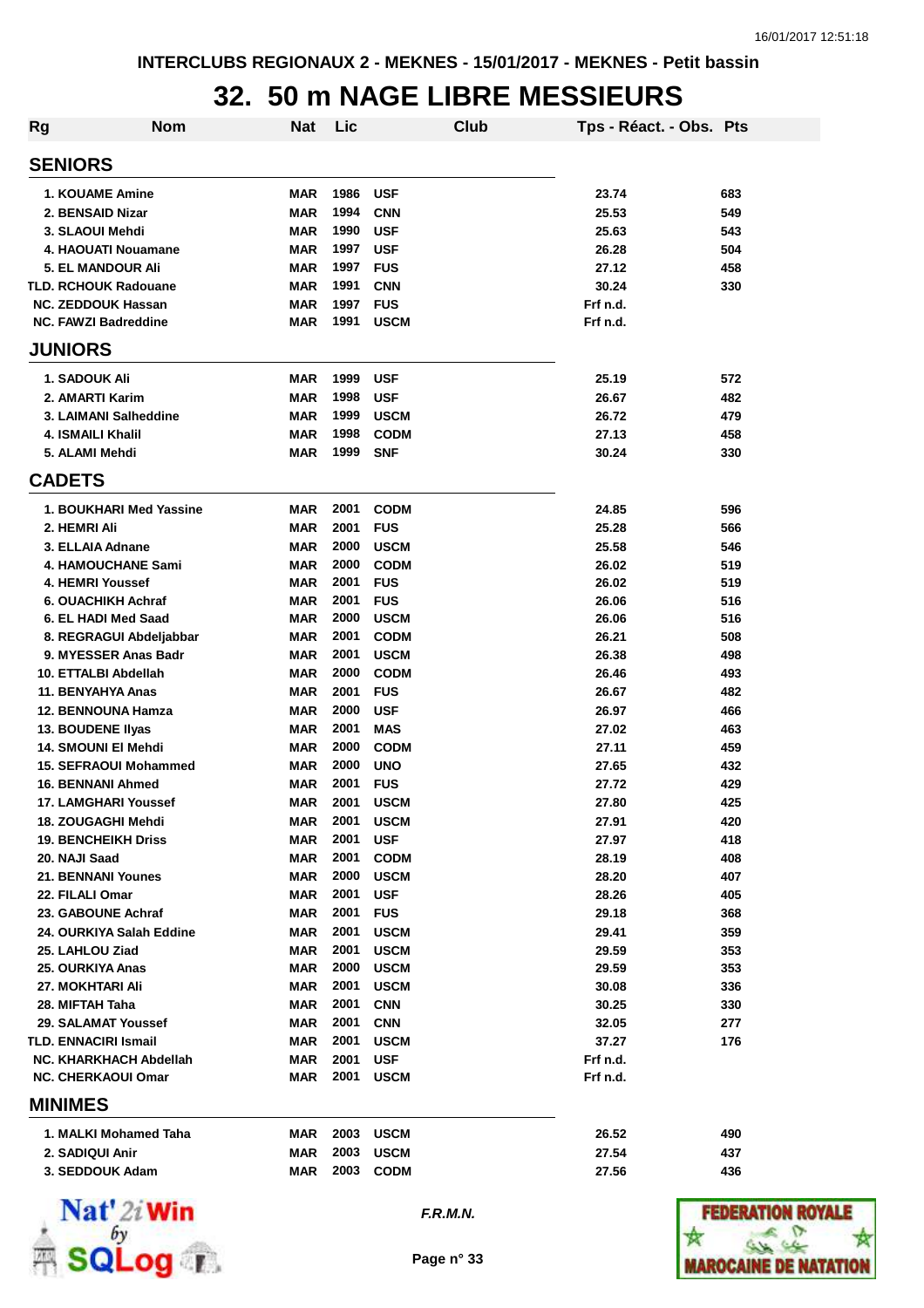INTERCLUBS REGIONAUX 2 - MEKNES - 15/01/2017 - MEKNES - Petit bassin

# 32. 50 m NAGE LIBRE MESSIEURS

| Rg | Nom | Nat | Lic | Club | Tps - Réact. - Obs. | Pts |
|---|---|---|---|---|---|---|
| **SENIORS** | | | | | | |
| 1. | KOUAME Amine | MAR | 1986 | USF | 23.74 | 683 |
| 2. | BENSAID Nizar | MAR | 1994 | CNN | 25.53 | 549 |
| 3. | SLAOUI Mehdi | MAR | 1990 | USF | 25.63 | 543 |
| 4. | HAOUATI Nouamane | MAR | 1997 | USF | 26.28 | 504 |
| 5. | EL MANDOUR Ali | MAR | 1997 | FUS | 27.12 | 458 |
| TLD. | RCHOUK Radouane | MAR | 1991 | CNN | 30.24 | 330 |
| NC. | ZEDDOUK Hassan | MAR | 1997 | FUS | Frf n.d. | |
| NC. | FAWZI Badreddine | MAR | 1991 | USCM | Frf n.d. | |
| **JUNIORS** | | | | | | |
| 1. | SADOUK Ali | MAR | 1999 | USF | 25.19 | 572 |
| 2. | AMARTI Karim | MAR | 1998 | USF | 26.67 | 482 |
| 3. | LAIMANI Salheddine | MAR | 1999 | USCM | 26.72 | 479 |
| 4. | ISMAILI Khalil | MAR | 1998 | CODM | 27.13 | 458 |
| 5. | ALAMI Mehdi | MAR | 1999 | SNF | 30.24 | 330 |
| **CADETS** | | | | | | |
| 1. | BOUKHARI Med Yassine | MAR | 2001 | CODM | 24.85 | 596 |
| 2. | HEMRI Ali | MAR | 2001 | FUS | 25.28 | 566 |
| 3. | ELLAIA Adnane | MAR | 2000 | USCM | 25.58 | 546 |
| 4. | HAMOUCHANE Sami | MAR | 2000 | CODM | 26.02 | 519 |
| 4. | HEMRI Youssef | MAR | 2001 | FUS | 26.02 | 519 |
| 6. | OUACHIKH Achraf | MAR | 2001 | FUS | 26.06 | 516 |
| 6. | EL HADI Med Saad | MAR | 2000 | USCM | 26.06 | 516 |
| 8. | REGRAGUI Abdeljabbar | MAR | 2001 | CODM | 26.21 | 508 |
| 9. | MYESSER Anas Badr | MAR | 2001 | USCM | 26.38 | 498 |
| 10. | ETTALBI Abdellah | MAR | 2000 | CODM | 26.46 | 493 |
| 11. | BENYAHYA Anas | MAR | 2001 | FUS | 26.67 | 482 |
| 12. | BENNOUNA Hamza | MAR | 2000 | USF | 26.97 | 466 |
| 13. | BOUDENE Ilyas | MAR | 2001 | MAS | 27.02 | 463 |
| 14. | SMOUNI El Mehdi | MAR | 2000 | CODM | 27.11 | 459 |
| 15. | SEFRAOUI Mohammed | MAR | 2000 | UNO | 27.65 | 432 |
| 16. | BENNANI Ahmed | MAR | 2001 | FUS | 27.72 | 429 |
| 17. | LAMGHARI Youssef | MAR | 2001 | USCM | 27.80 | 425 |
| 18. | ZOUGAGHI Mehdi | MAR | 2001 | USCM | 27.91 | 420 |
| 19. | BENCHEIKH Driss | MAR | 2001 | USF | 27.97 | 418 |
| 20. | NAJI Saad | MAR | 2001 | CODM | 28.19 | 408 |
| 21. | BENNANI Younes | MAR | 2000 | USCM | 28.20 | 407 |
| 22. | FILALI Omar | MAR | 2001 | USF | 28.26 | 405 |
| 23. | GABOUNE Achraf | MAR | 2001 | FUS | 29.18 | 368 |
| 24. | OURKIYA Salah Eddine | MAR | 2001 | USCM | 29.41 | 359 |
| 25. | LAHLOU Ziad | MAR | 2001 | USCM | 29.59 | 353 |
| 25. | OURKIYA Anas | MAR | 2000 | USCM | 29.59 | 353 |
| 27. | MOKHTARI Ali | MAR | 2001 | USCM | 30.08 | 336 |
| 28. | MIFTAH Taha | MAR | 2001 | CNN | 30.25 | 330 |
| 29. | SALAMAT Youssef | MAR | 2001 | CNN | 32.05 | 277 |
| TLD. | ENNACIRI Ismail | MAR | 2001 | USCM | 37.27 | 176 |
| NC. | KHARKHACH Abdellah | MAR | 2001 | USF | Frf n.d. | |
| NC. | CHERKAOUI Omar | MAR | 2001 | USCM | Frf n.d. | |
| **MINIMES** | | | | | | |
| 1. | MALKI Mohamed Taha | MAR | 2003 | USCM | 26.52 | 490 |
| 2. | SADIQUI Anir | MAR | 2003 | USCM | 27.54 | 437 |
| 3. | SEDDOUK Adam | MAR | 2003 | CODM | 27.56 | 436 |

*F.R.M.N.*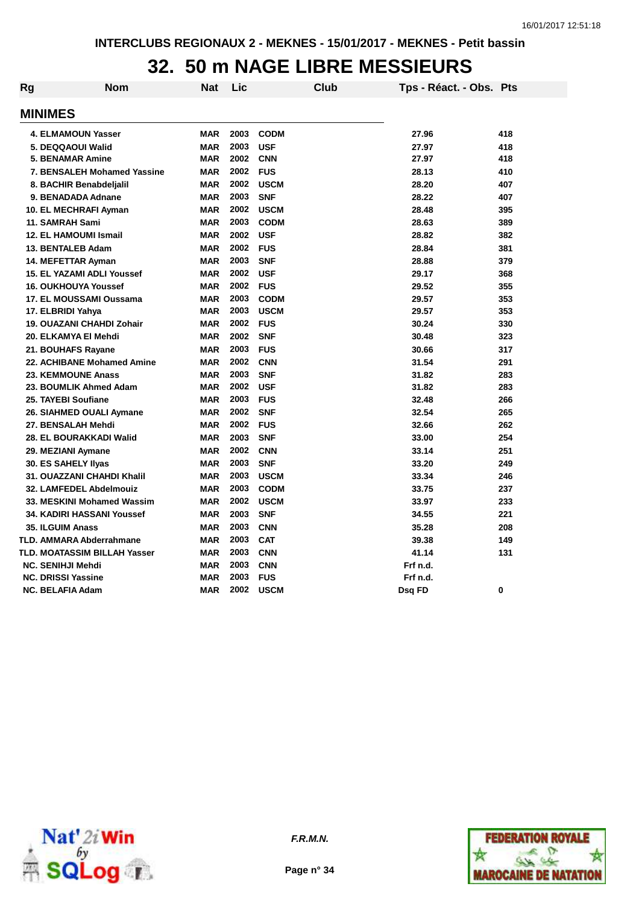INTERCLUBS REGIONAUX 2 - MEKNES - 15/01/2017 - MEKNES - Petit bassin

# 32. 50 m NAGE LIBRE MESSIEURS

## MINIMES

| Rg | Nom | Nat | Lic | Club | Tps - Réact. - Obs. | Pts |
|---|---|---|---|---|---|---|
| 4. | ELMAMOUN Yasser | MAR | 2003 | CODM | 27.96 | 418 |
| 5. | DEQQAOUI Walid | MAR | 2003 | USF | 27.97 | 418 |
| 5. | BENAMAR Amine | MAR | 2002 | CNN | 27.97 | 418 |
| 7. | BENSALEH Mohamed Yassine | MAR | 2002 | FUS | 28.13 | 410 |
| 8. | BACHIR Benabdeljalil | MAR | 2002 | USCM | 28.20 | 407 |
| 9. | BENADADA Adnane | MAR | 2003 | SNF | 28.22 | 407 |
| 10. | EL MECHRAFI Ayman | MAR | 2002 | USCM | 28.48 | 395 |
| 11. | SAMRAH Sami | MAR | 2003 | CODM | 28.63 | 389 |
| 12. | EL HAMOUMI Ismail | MAR | 2002 | USF | 28.82 | 382 |
| 13. | BENTALEB Adam | MAR | 2002 | FUS | 28.84 | 381 |
| 14. | MEFETTAR Ayman | MAR | 2003 | SNF | 28.88 | 379 |
| 15. | EL YAZAMI ADLI Youssef | MAR | 2002 | USF | 29.17 | 368 |
| 16. | OUKHOUYA Youssef | MAR | 2002 | FUS | 29.52 | 355 |
| 17. | EL MOUSSAMI Oussama | MAR | 2003 | CODM | 29.57 | 353 |
| 17. | ELBRIDI Yahya | MAR | 2003 | USCM | 29.57 | 353 |
| 19. | OUAZZANI CHAHDI Zohair | MAR | 2002 | FUS | 30.24 | 330 |
| 20. | ELKAMYA El Mehdi | MAR | 2002 | SNF | 30.48 | 323 |
| 21. | BOUHAFS Rayane | MAR | 2003 | FUS | 30.66 | 317 |
| 22. | ACHIBANE Mohamed Amine | MAR | 2002 | CNN | 31.54 | 291 |
| 23. | KEMMOUNE Anass | MAR | 2003 | SNF | 31.82 | 283 |
| 23. | BOUMLIK Ahmed Adam | MAR | 2002 | USF | 31.82 | 283 |
| 25. | TAYEBI Soufiane | MAR | 2003 | FUS | 32.48 | 266 |
| 26. | SIAHMED OUALI Aymane | MAR | 2002 | SNF | 32.54 | 265 |
| 27. | BENSALAH Mehdi | MAR | 2002 | FUS | 32.66 | 262 |
| 28. | EL BOURAKKADI Walid | MAR | 2003 | SNF | 33.00 | 254 |
| 29. | MEZIANI Aymane | MAR | 2002 | CNN | 33.14 | 251 |
| 30. | ES SAHELY Ilyas | MAR | 2003 | SNF | 33.20 | 249 |
| 31. | OUAZZANI CHAHDI Khalil | MAR | 2003 | USCM | 33.34 | 246 |
| 32. | LAMFEDEL Abdelmouiz | MAR | 2003 | CODM | 33.75 | 237 |
| 33. | MESKINI Mohamed Wassim | MAR | 2002 | USCM | 33.97 | 233 |
| 34. | KADIRI HASSANI Youssef | MAR | 2003 | SNF | 34.55 | 221 |
| 35. | ILGUIM Anass | MAR | 2003 | CNN | 35.28 | 208 |
| TLD. | AMMARA Abderrahmane | MAR | 2003 | CAT | 39.38 | 149 |
| TLD. | MOATASSIM BILLAH Yasser | MAR | 2003 | CNN | 41.14 | 131 |
| NC. | SENIHJI Mehdi | MAR | 2003 | CNN | Frf n.d. | |
| NC. | DRISSI Yassine | MAR | 2003 | FUS | Frf n.d. | |
| NC. | BELAFIA Adam | MAR | 2002 | USCM | Dsq FD | 0 |

*F.R.M.N.*